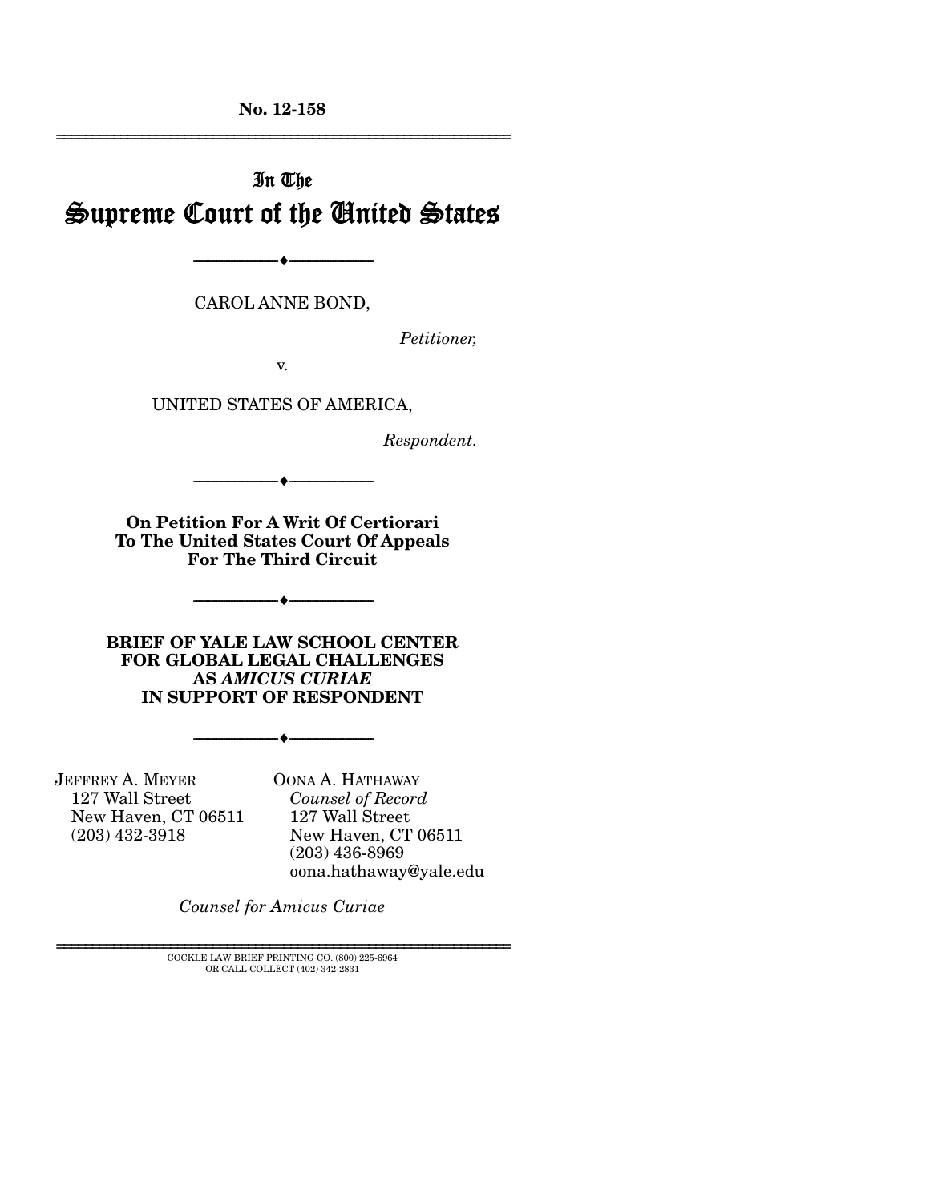No. 12-158

---

In The

# Supreme Court of the United States

---

CAROL ANNE BOND,

*Petitioner,*

v.

UNITED STATES OF AMERICA,

*Respondent.*

---

**On Petition For A Writ Of Certiorari To The United States Court Of Appeals For The Third Circuit**

---

**BRIEF OF YALE LAW SCHOOL CENTER FOR GLOBAL LEGAL CHALLENGES AS *AMICUS CURIAE* IN SUPPORT OF RESPONDENT**

---

JEFFREY A. MEYER
127 Wall Street
New Haven, CT 06511
(203) 432-3918

OONA A. HATHAWAY
*Counsel of Record*
127 Wall Street
New Haven, CT 06511
(203) 436-8969
oona.hathaway@yale.edu

*Counsel for Amicus Curiae*

---

COCKLE LAW BRIEF PRINTING CO. (800) 225-6964
OR CALL COLLECT (402) 342-2831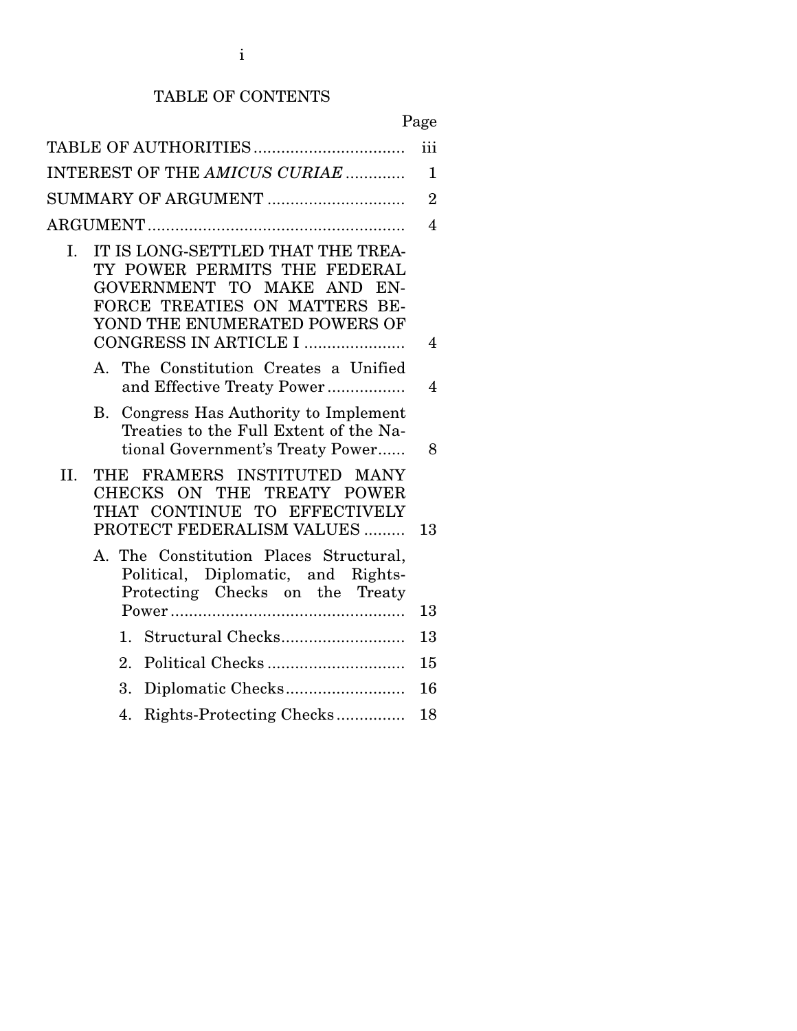# TABLE OF CONTENTS

| | Page |
|---|---|
| TABLE OF AUTHORITIES | iii |
| INTEREST OF THE *AMICUS CURIAE* | 1 |
| SUMMARY OF ARGUMENT | 2 |
| ARGUMENT | 4 |
| I. IT IS LONG-SETTLED THAT THE TREATY POWER PERMITS THE FEDERAL GOVERNMENT TO MAKE AND ENFORCE TREATIES ON MATTERS BEYOND THE ENUMERATED POWERS OF CONGRESS IN ARTICLE I | 4 |
| A. The Constitution Creates a Unified and Effective Treaty Power | 4 |
| B. Congress Has Authority to Implement Treaties to the Full Extent of the National Government's Treaty Power | 8 |
| II. THE FRAMERS INSTITUTED MANY CHECKS ON THE TREATY POWER THAT CONTINUE TO EFFECTIVELY PROTECT FEDERALISM VALUES | 13 |
| A. The Constitution Places Structural, Political, Diplomatic, and Rights-Protecting Checks on the Treaty Power | 13 |
| 1. Structural Checks | 13 |
| 2. Political Checks | 15 |
| 3. Diplomatic Checks | 16 |
| 4. Rights-Protecting Checks | 18 |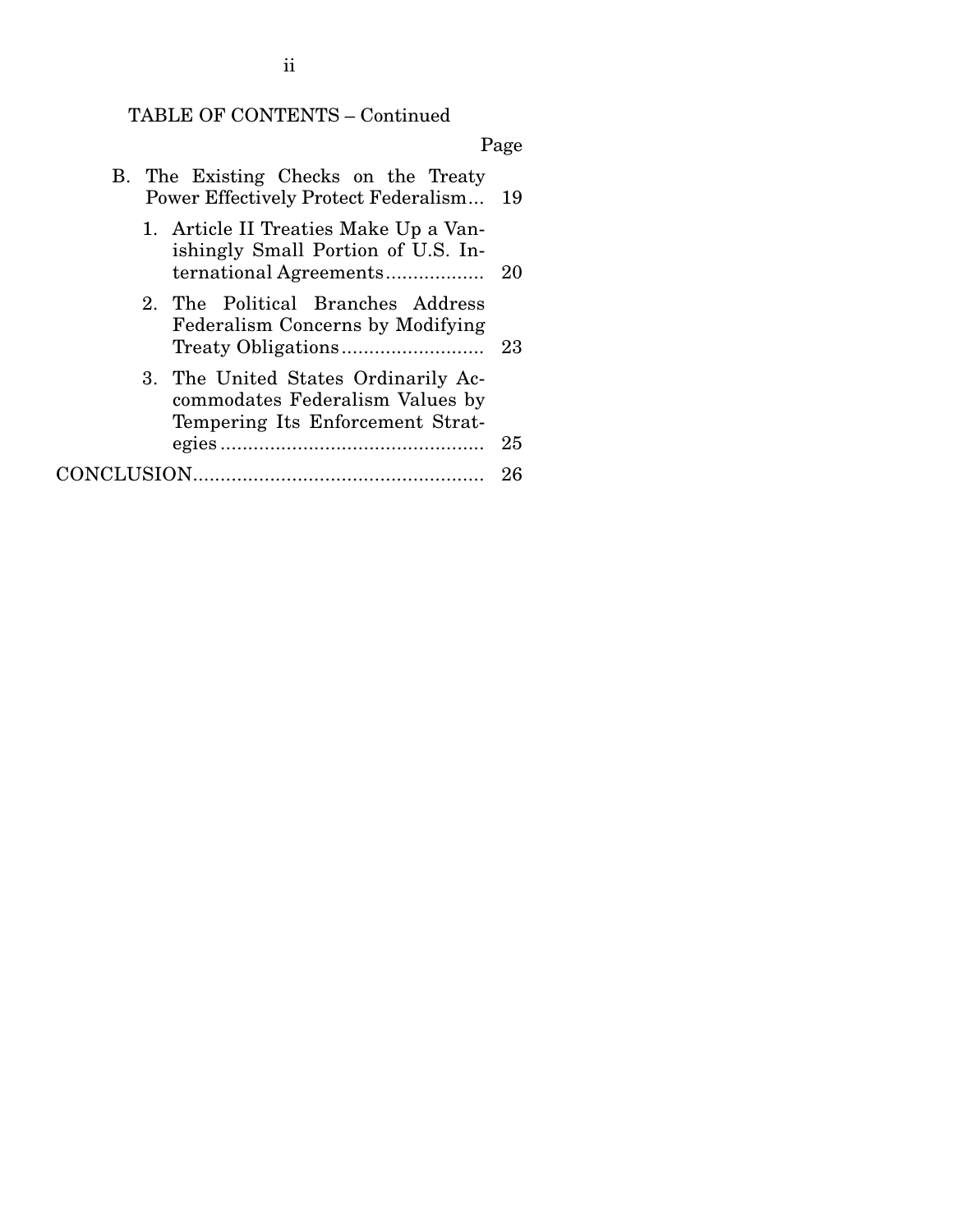TABLE OF CONTENTS – Continued

| | Page |
|---|---|
| B. The Existing Checks on the Treaty Power Effectively Protect Federalism | 19 |
| 1. Article II Treaties Make Up a Vanishingly Small Portion of U.S. International Agreements | 20 |
| 2. The Political Branches Address Federalism Concerns by Modifying Treaty Obligations | 23 |
| 3. The United States Ordinarily Accommodates Federalism Values by Tempering Its Enforcement Strategies | 25 |
| CONCLUSION | 26 |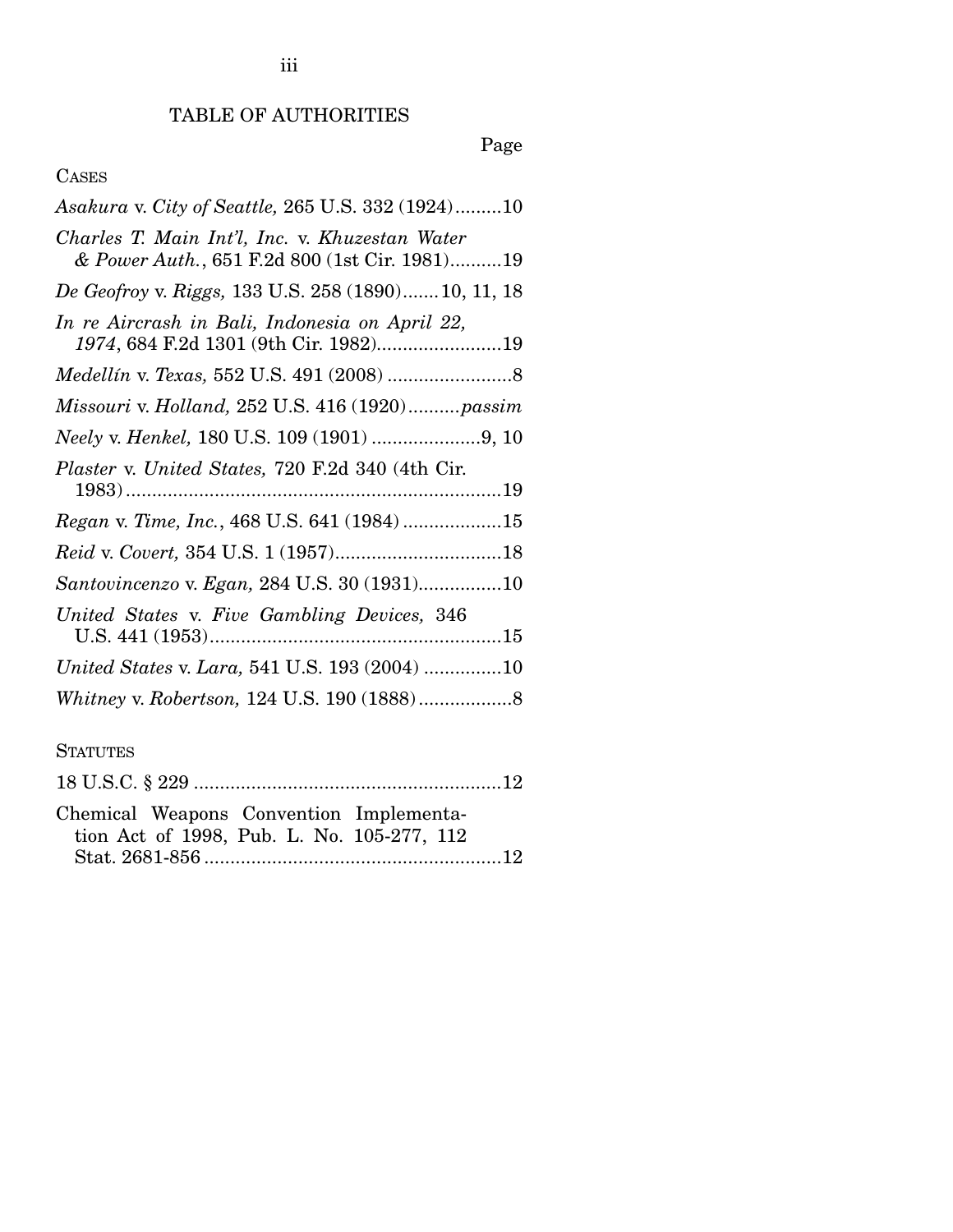# TABLE OF AUTHORITIES

Page

CASES

*Asakura* v. *City of Seattle,* 265 U.S. 332 (1924).........10

*Charles T. Main Int'l, Inc.* v. *Khuzestan Water & Power Auth.*, 651 F.2d 800 (1st Cir. 1981)..........19

*De Geofroy* v. *Riggs,* 133 U.S. 258 (1890).......10, 11, 18

*In re Aircrash in Bali, Indonesia on April 22, 1974*, 684 F.2d 1301 (9th Cir. 1982)........................19

*Medellín* v. *Texas,* 552 U.S. 491 (2008) ........................8

*Missouri* v. *Holland,* 252 U.S. 416 (1920)..........*passim*

*Neely* v. *Henkel,* 180 U.S. 109 (1901) .....................9, 10

*Plaster* v. *United States,* 720 F.2d 340 (4th Cir. 1983).........................................................................19

*Regan* v. *Time, Inc.*, 468 U.S. 641 (1984) ...................15

*Reid* v. *Covert,* 354 U.S. 1 (1957)................................18

*Santovincenzo* v. *Egan,* 284 U.S. 30 (1931)................10

*United States* v. *Five Gambling Devices,* 346 U.S. 441 (1953)........................................................15

*United States* v. *Lara,* 541 U.S. 193 (2004) ...............10

*Whitney* v. *Robertson,* 124 U.S. 190 (1888)..................8

STATUTES

18 U.S.C. § 229 ...........................................................12

Chemical Weapons Convention Implementation Act of 1998, Pub. L. No. 105-277, 112 Stat. 2681-856 .........................................................12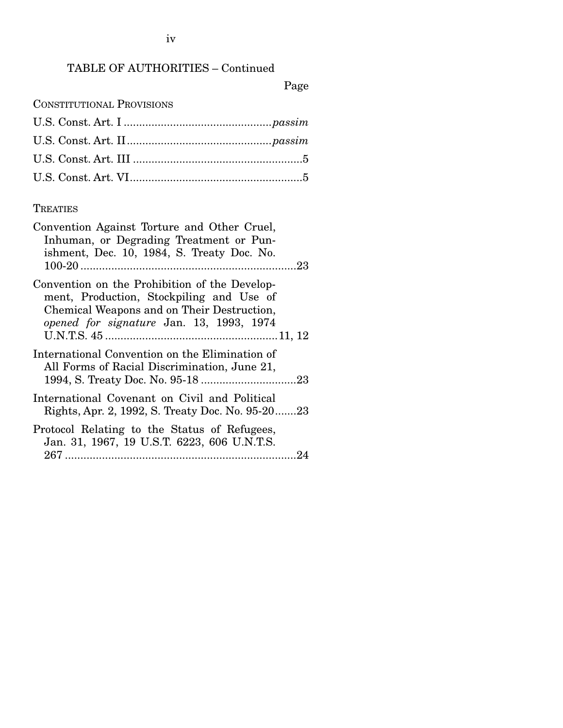## TABLE OF AUTHORITIES – Continued

Page

CONSTITUTIONAL PROVISIONS

U.S. Const. Art. I ............................................... *passim*

U.S. Const. Art. II .............................................. *passim*

U.S. Const. Art. III ...................................................... 5

U.S. Const. Art. VI ....................................................... 5

TREATIES

Convention Against Torture and Other Cruel, Inhuman, or Degrading Treatment or Punishment, Dec. 10, 1984, S. Treaty Doc. No. 100-20 ...................................................................... 23

Convention on the Prohibition of the Development, Production, Stockpiling and Use of Chemical Weapons and on Their Destruction, *opened for signature* Jan. 13, 1993, 1974 U.N.T.S. 45 ....................................................... 11, 12

International Convention on the Elimination of All Forms of Racial Discrimination, June 21, 1994, S. Treaty Doc. No. 95-18 .............................. 23

International Covenant on Civil and Political Rights, Apr. 2, 1992, S. Treaty Doc. No. 95-20 ....... 23

Protocol Relating to the Status of Refugees, Jan. 31, 1967, 19 U.S.T. 6223, 606 U.N.T.S. 267 .......................................................................... 24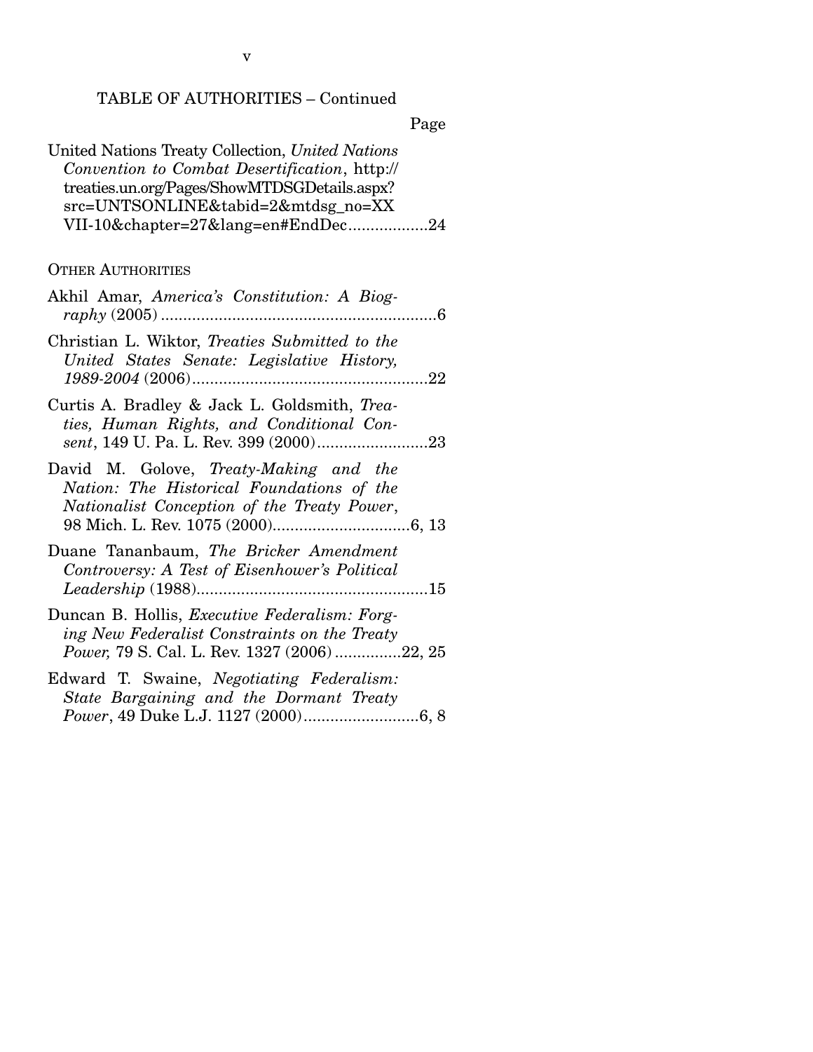TABLE OF AUTHORITIES – Continued

Page

United Nations Treaty Collection, *United Nations Convention to Combat Desertification*, http://treaties.un.org/Pages/ShowMTDSGDetails.aspx?src=UNTSONLINE&tabid=2&mtdsg_no=XXVII-10&chapter=27&lang=en#EndDec..................24

OTHER AUTHORITIES

Akhil Amar, *America's Constitution: A Biography* (2005) .............................................................6

Christian L. Wiktor, *Treaties Submitted to the United States Senate: Legislative History, 1989-2004* (2006).....................................................22

Curtis A. Bradley & Jack L. Goldsmith, *Treaties, Human Rights, and Conditional Consent*, 149 U. Pa. L. Rev. 399 (2000).........................23

David M. Golove, *Treaty-Making and the Nation: The Historical Foundations of the Nationalist Conception of the Treaty Power*, 98 Mich. L. Rev. 1075 (2000)..............................6, 13

Duane Tananbaum, *The Bricker Amendment Controversy: A Test of Eisenhower's Political Leadership* (1988)....................................................15

Duncan B. Hollis, *Executive Federalism: Forging New Federalist Constraints on the Treaty Power,* 79 S. Cal. L. Rev. 1327 (2006) ...............22, 25

Edward T. Swaine, *Negotiating Federalism: State Bargaining and the Dormant Treaty Power*, 49 Duke L.J. 1127 (2000)..........................6, 8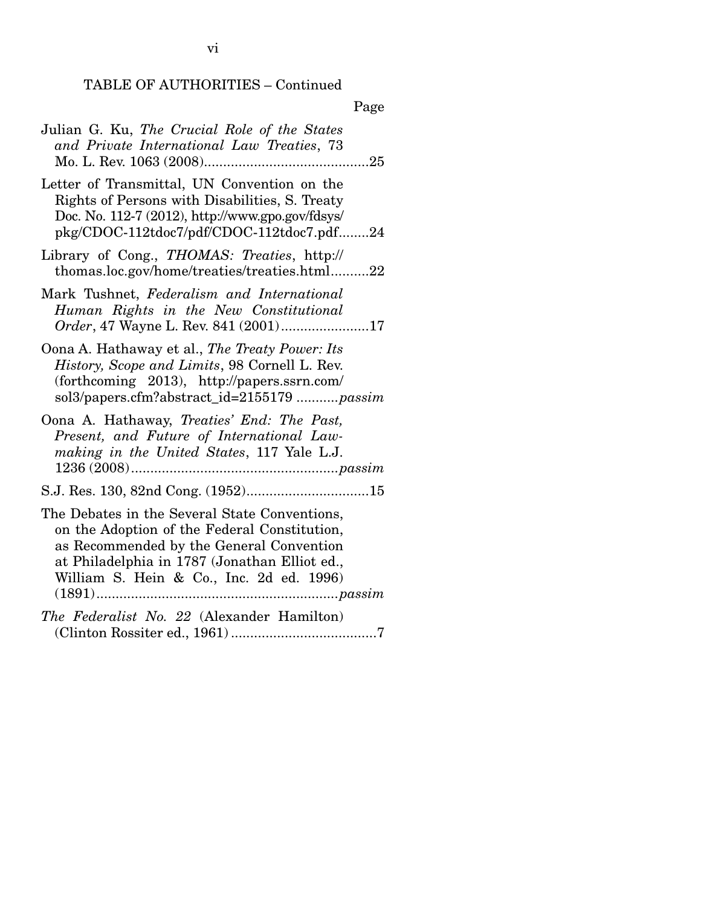TABLE OF AUTHORITIES – Continued

Page

Julian G. Ku, *The Crucial Role of the States and Private International Law Treaties*, 73 Mo. L. Rev. 1063 (2008)....................................25

Letter of Transmittal, UN Convention on the Rights of Persons with Disabilities, S. Treaty Doc. No. 112-7 (2012), http://www.gpo.gov/fdsys/pkg/CDOC-112tdoc7/pdf/CDOC-112tdoc7.pdf........24

Library of Cong., *THOMAS: Treaties*, http://thomas.loc.gov/home/treaties/treaties.html..........22

Mark Tushnet, *Federalism and International Human Rights in the New Constitutional Order*, 47 Wayne L. Rev. 841 (2001).......................17

Oona A. Hathaway et al., *The Treaty Power: Its History, Scope and Limits*, 98 Cornell L. Rev. (forthcoming 2013), http://papers.ssrn.com/sol3/papers.cfm?abstract_id=2155179 ...........*passim*

Oona A. Hathaway, *Treaties' End: The Past, Present, and Future of International Lawmaking in the United States*, 117 Yale L.J. 1236 (2008).......................................................*passim*

S.J. Res. 130, 82nd Cong. (1952)................................15

The Debates in the Several State Conventions, on the Adoption of the Federal Constitution, as Recommended by the General Convention at Philadelphia in 1787 (Jonathan Elliot ed., William S. Hein & Co., Inc. 2d ed. 1996) (1891)...............................................................*passim*

*The Federalist No. 22* (Alexander Hamilton) (Clinton Rossiter ed., 1961).......................................7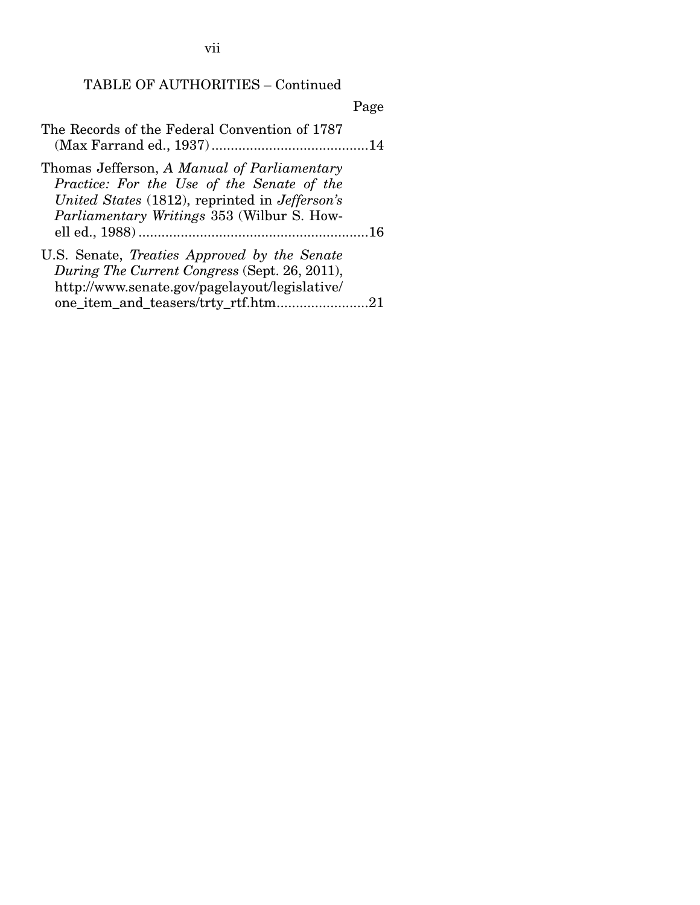TABLE OF AUTHORITIES – Continued

Page

The Records of the Federal Convention of 1787 (Max Farrand ed., 1937) ..........................................14

Thomas Jefferson, *A Manual of Parliamentary Practice: For the Use of the Senate of the United States* (1812), reprinted in *Jefferson's Parliamentary Writings* 353 (Wilbur S. Howell ed., 1988) ............................................................16

U.S. Senate, *Treaties Approved by the Senate During The Current Congress* (Sept. 26, 2011), http://www.senate.gov/pagelayout/legislative/one_item_and_teasers/trty_rtf.htm........................21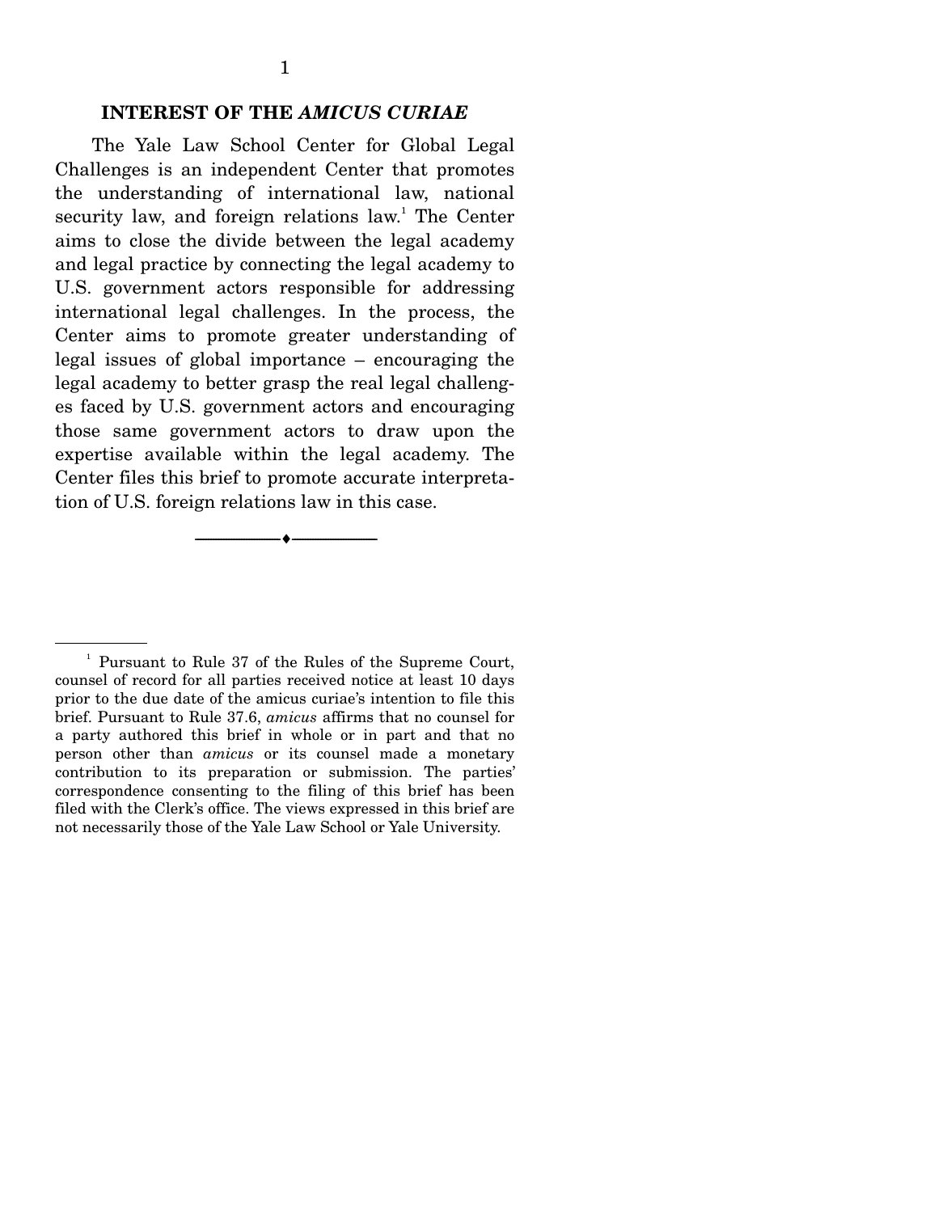## INTEREST OF THE *AMICUS CURIAE*

The Yale Law School Center for Global Legal Challenges is an independent Center that promotes the understanding of international law, national security law, and foreign relations law.[1] The Center aims to close the divide between the legal academy and legal practice by connecting the legal academy to U.S. government actors responsible for addressing international legal challenges. In the process, the Center aims to promote greater understanding of legal issues of global importance – encouraging the legal academy to better grasp the real legal challenges faced by U.S. government actors and encouraging those same government actors to draw upon the expertise available within the legal academy. The Center files this brief to promote accurate interpretation of U.S. foreign relations law in this case.

---

[1] Pursuant to Rule 37 of the Rules of the Supreme Court, counsel of record for all parties received notice at least 10 days prior to the due date of the amicus curiae's intention to file this brief. Pursuant to Rule 37.6, *amicus* affirms that no counsel for a party authored this brief in whole or in part and that no person other than *amicus* or its counsel made a monetary contribution to its preparation or submission. The parties' correspondence consenting to the filing of this brief has been filed with the Clerk's office. The views expressed in this brief are not necessarily those of the Yale Law School or Yale University.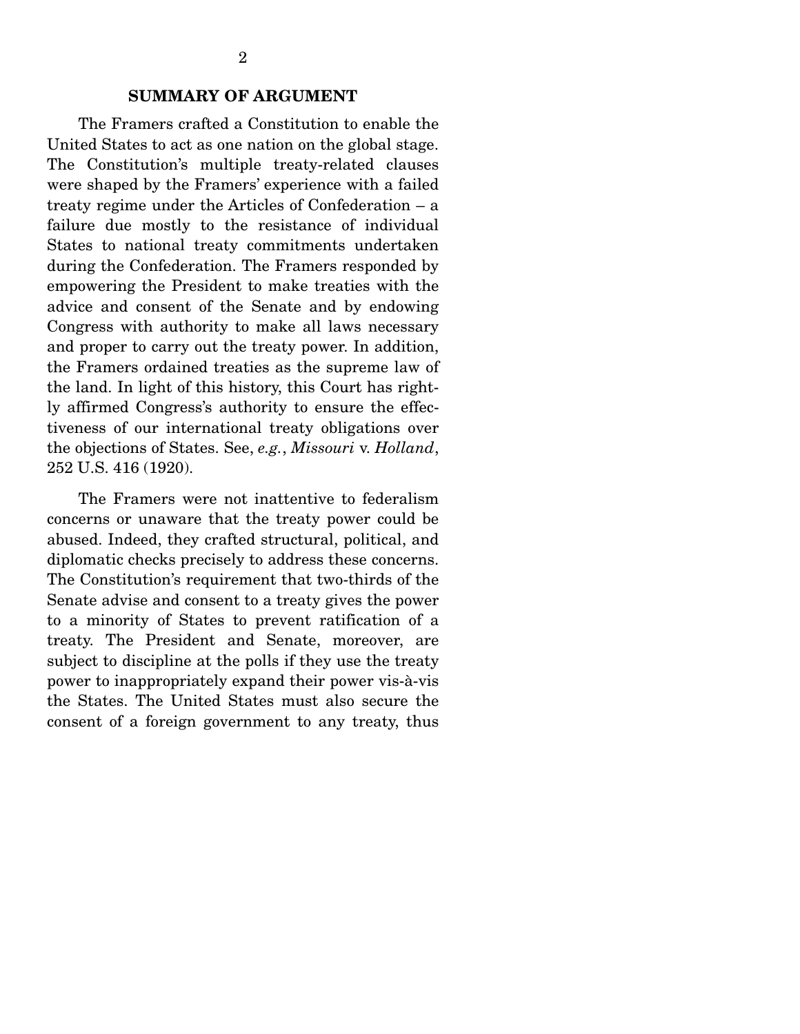## SUMMARY OF ARGUMENT

The Framers crafted a Constitution to enable the United States to act as one nation on the global stage. The Constitution's multiple treaty-related clauses were shaped by the Framers' experience with a failed treaty regime under the Articles of Confederation – a failure due mostly to the resistance of individual States to national treaty commitments undertaken during the Confederation. The Framers responded by empowering the President to make treaties with the advice and consent of the Senate and by endowing Congress with authority to make all laws necessary and proper to carry out the treaty power. In addition, the Framers ordained treaties as the supreme law of the land. In light of this history, this Court has rightly affirmed Congress's authority to ensure the effectiveness of our international treaty obligations over the objections of States. See, *e.g.*, *Missouri* v. *Holland*, 252 U.S. 416 (1920).

The Framers were not inattentive to federalism concerns or unaware that the treaty power could be abused. Indeed, they crafted structural, political, and diplomatic checks precisely to address these concerns. The Constitution's requirement that two-thirds of the Senate advise and consent to a treaty gives the power to a minority of States to prevent ratification of a treaty. The President and Senate, moreover, are subject to discipline at the polls if they use the treaty power to inappropriately expand their power vis-à-vis the States. The United States must also secure the consent of a foreign government to any treaty, thus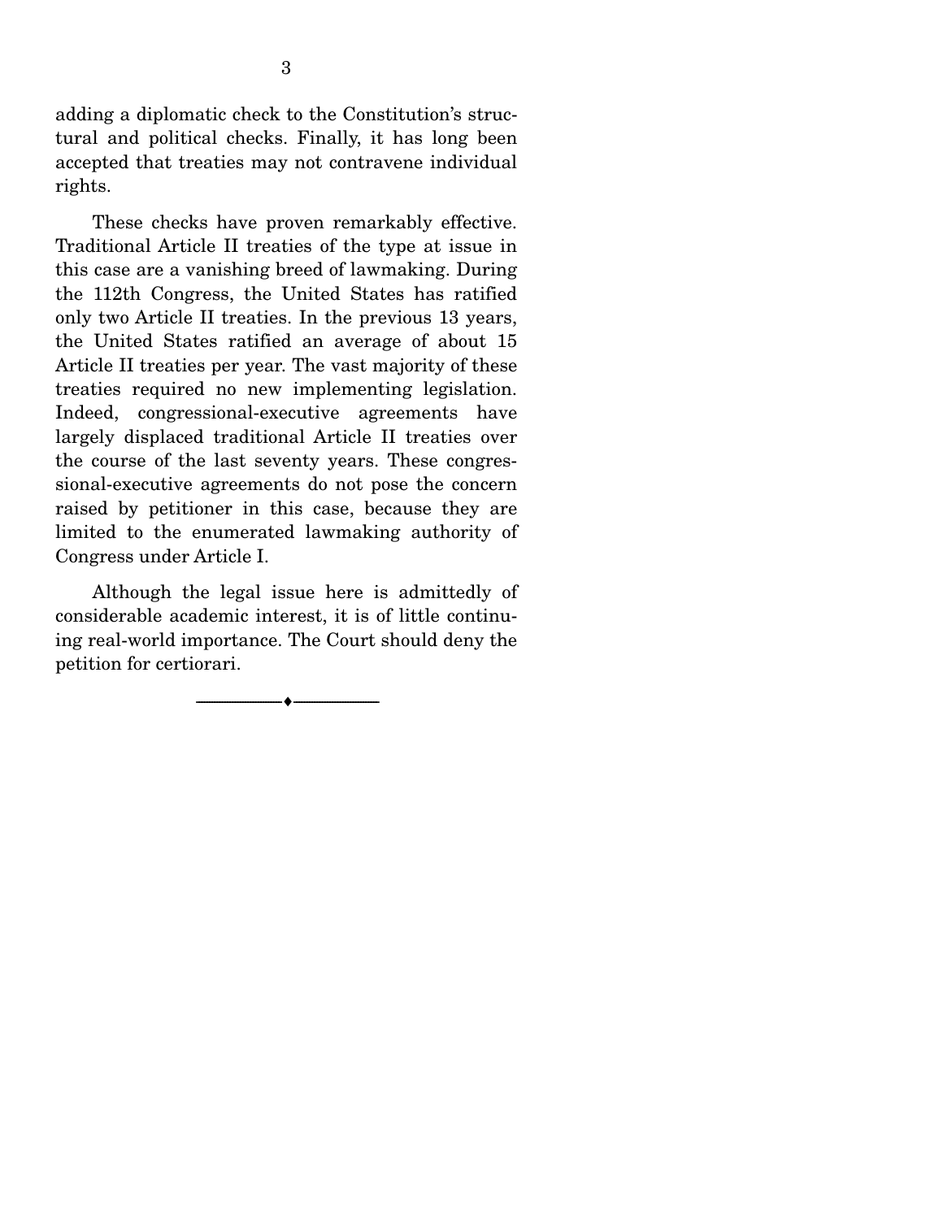adding a diplomatic check to the Constitution's structural and political checks. Finally, it has long been accepted that treaties may not contravene individual rights.

These checks have proven remarkably effective. Traditional Article II treaties of the type at issue in this case are a vanishing breed of lawmaking. During the 112th Congress, the United States has ratified only two Article II treaties. In the previous 13 years, the United States ratified an average of about 15 Article II treaties per year. The vast majority of these treaties required no new implementing legislation. Indeed, congressional-executive agreements have largely displaced traditional Article II treaties over the course of the last seventy years. These congressional-executive agreements do not pose the concern raised by petitioner in this case, because they are limited to the enumerated lawmaking authority of Congress under Article I.

Although the legal issue here is admittedly of considerable academic interest, it is of little continuing real-world importance. The Court should deny the petition for certiorari.

---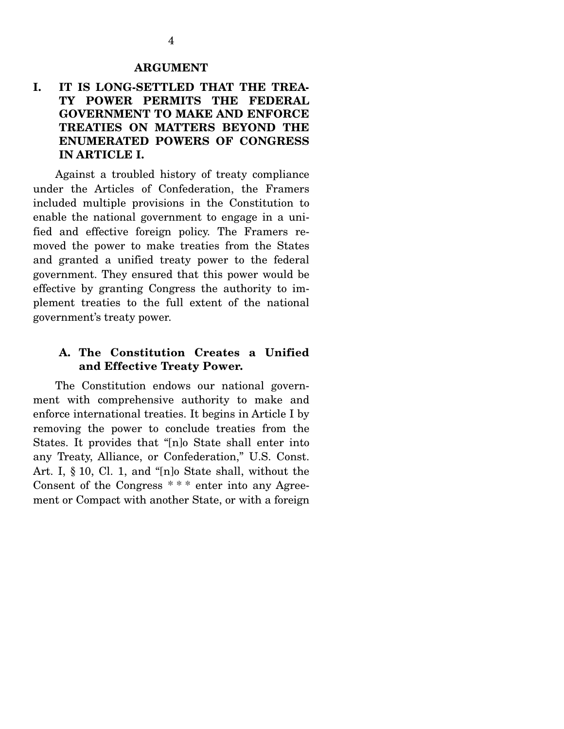## ARGUMENT

### I. IT IS LONG-SETTLED THAT THE TREATY POWER PERMITS THE FEDERAL GOVERNMENT TO MAKE AND ENFORCE TREATIES ON MATTERS BEYOND THE ENUMERATED POWERS OF CONGRESS IN ARTICLE I.

Against a troubled history of treaty compliance under the Articles of Confederation, the Framers included multiple provisions in the Constitution to enable the national government to engage in a unified and effective foreign policy. The Framers removed the power to make treaties from the States and granted a unified treaty power to the federal government. They ensured that this power would be effective by granting Congress the authority to implement treaties to the full extent of the national government's treaty power.

#### A. The Constitution Creates a Unified and Effective Treaty Power.

The Constitution endows our national government with comprehensive authority to make and enforce international treaties. It begins in Article I by removing the power to conclude treaties from the States. It provides that "[n]o State shall enter into any Treaty, Alliance, or Confederation," U.S. Const. Art. I, § 10, Cl. 1, and "[n]o State shall, without the Consent of the Congress * * * enter into any Agreement or Compact with another State, or with a foreign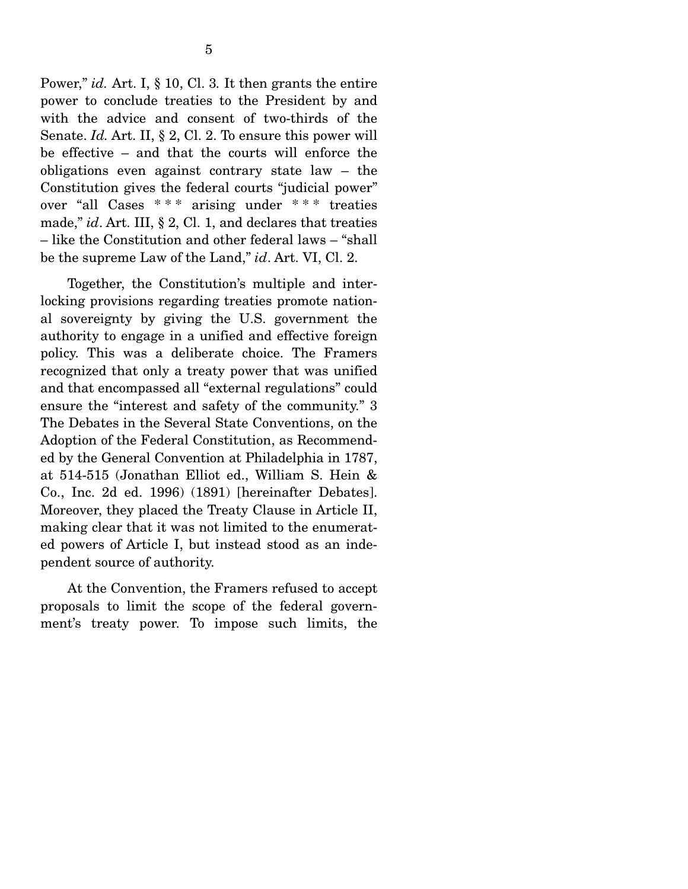Power," *id.* Art. I, § 10, Cl. 3. It then grants the entire power to conclude treaties to the President by and with the advice and consent of two-thirds of the Senate. *Id.* Art. II, § 2, Cl. 2. To ensure this power will be effective – and that the courts will enforce the obligations even against contrary state law – the Constitution gives the federal courts "judicial power" over "all Cases * * * arising under * * * treaties made," *id*. Art. III, § 2, Cl. 1, and declares that treaties – like the Constitution and other federal laws – "shall be the supreme Law of the Land," *id*. Art. VI, Cl. 2.

Together, the Constitution's multiple and interlocking provisions regarding treaties promote national sovereignty by giving the U.S. government the authority to engage in a unified and effective foreign policy. This was a deliberate choice. The Framers recognized that only a treaty power that was unified and that encompassed all "external regulations" could ensure the "interest and safety of the community." 3 The Debates in the Several State Conventions, on the Adoption of the Federal Constitution, as Recommended by the General Convention at Philadelphia in 1787, at 514-515 (Jonathan Elliot ed., William S. Hein & Co., Inc. 2d ed. 1996) (1891) [hereinafter Debates]. Moreover, they placed the Treaty Clause in Article II, making clear that it was not limited to the enumerated powers of Article I, but instead stood as an independent source of authority.

At the Convention, the Framers refused to accept proposals to limit the scope of the federal government's treaty power. To impose such limits, the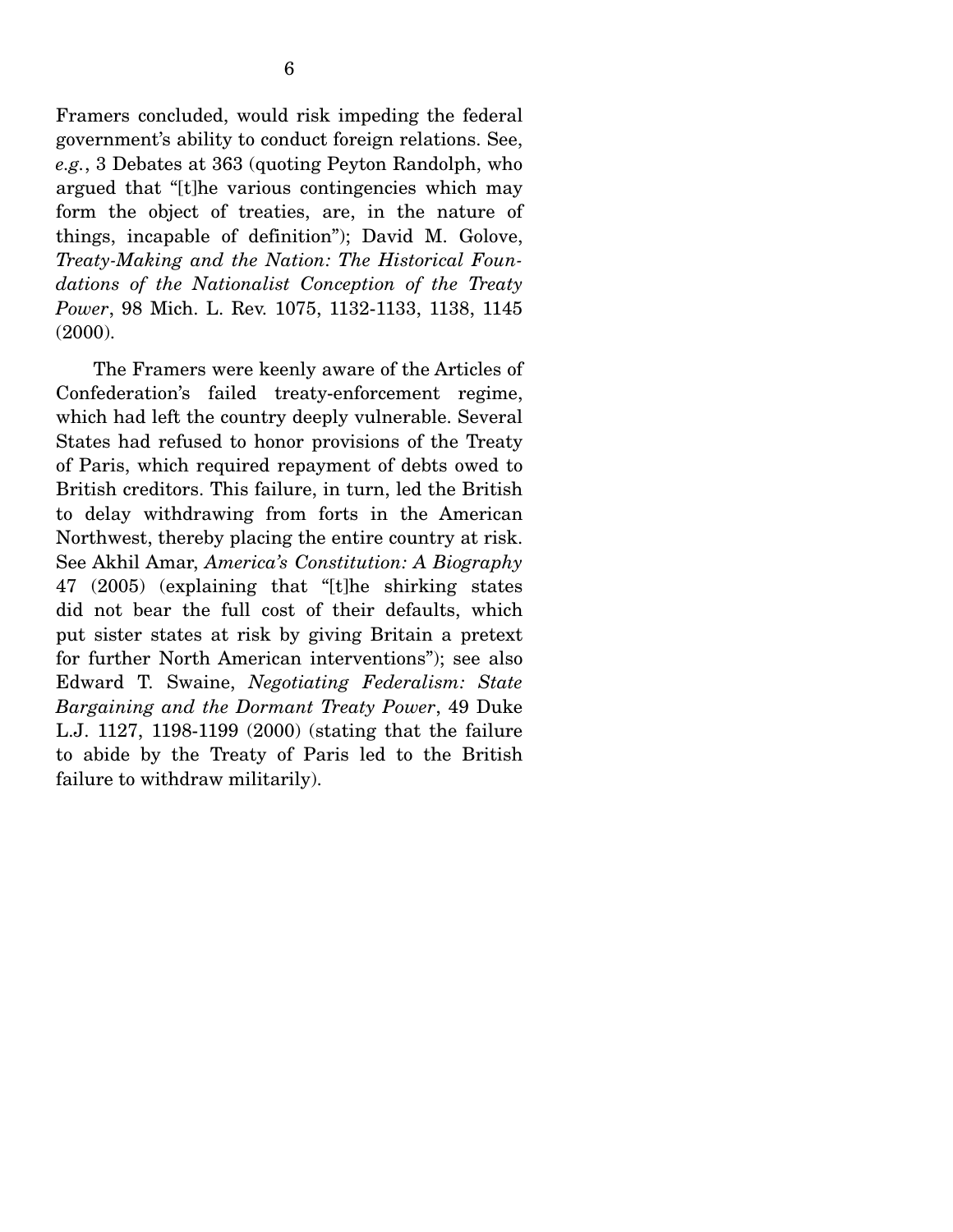Framers concluded, would risk impeding the federal government's ability to conduct foreign relations. See, *e.g.*, 3 Debates at 363 (quoting Peyton Randolph, who argued that "[t]he various contingencies which may form the object of treaties, are, in the nature of things, incapable of definition"); David M. Golove, *Treaty-Making and the Nation: The Historical Foundations of the Nationalist Conception of the Treaty Power*, 98 Mich. L. Rev. 1075, 1132-1133, 1138, 1145 (2000).

The Framers were keenly aware of the Articles of Confederation's failed treaty-enforcement regime, which had left the country deeply vulnerable. Several States had refused to honor provisions of the Treaty of Paris, which required repayment of debts owed to British creditors. This failure, in turn, led the British to delay withdrawing from forts in the American Northwest, thereby placing the entire country at risk. See Akhil Amar, *America's Constitution: A Biography* 47 (2005) (explaining that "[t]he shirking states did not bear the full cost of their defaults, which put sister states at risk by giving Britain a pretext for further North American interventions"); see also Edward T. Swaine, *Negotiating Federalism: State Bargaining and the Dormant Treaty Power*, 49 Duke L.J. 1127, 1198-1199 (2000) (stating that the failure to abide by the Treaty of Paris led to the British failure to withdraw militarily).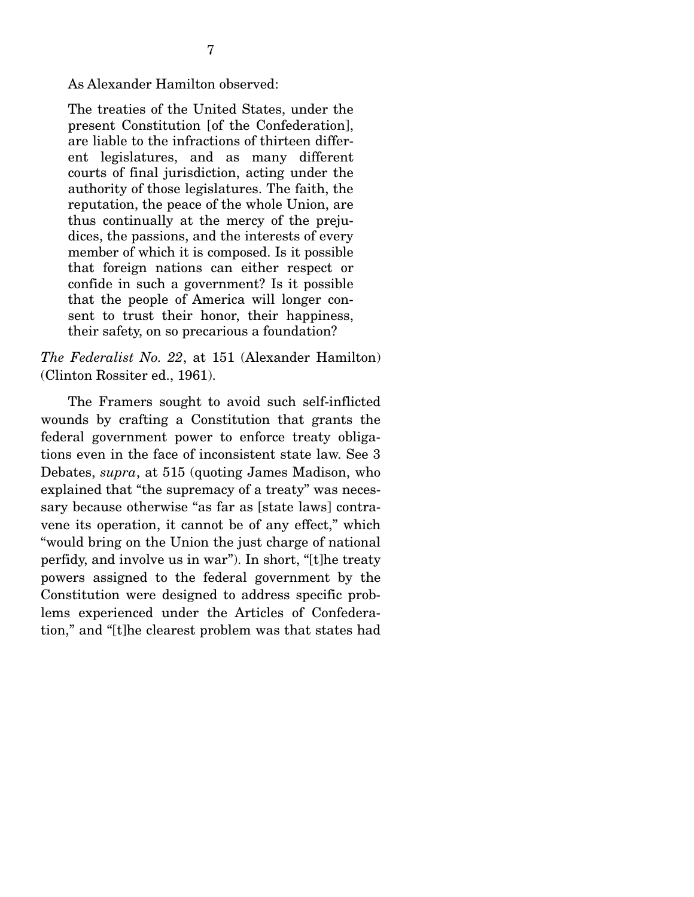As Alexander Hamilton observed:

> The treaties of the United States, under the present Constitution [of the Confederation], are liable to the infractions of thirteen different legislatures, and as many different courts of final jurisdiction, acting under the authority of those legislatures. The faith, the reputation, the peace of the whole Union, are thus continually at the mercy of the prejudices, the passions, and the interests of every member of which it is composed. Is it possible that foreign nations can either respect or confide in such a government? Is it possible that the people of America will longer consent to trust their honor, their happiness, their safety, on so precarious a foundation?

*The Federalist No. 22*, at 151 (Alexander Hamilton) (Clinton Rossiter ed., 1961).

The Framers sought to avoid such self-inflicted wounds by crafting a Constitution that grants the federal government power to enforce treaty obligations even in the face of inconsistent state law. See 3 Debates, *supra*, at 515 (quoting James Madison, who explained that "the supremacy of a treaty" was necessary because otherwise "as far as [state laws] contravene its operation, it cannot be of any effect," which "would bring on the Union the just charge of national perfidy, and involve us in war"). In short, "[t]he treaty powers assigned to the federal government by the Constitution were designed to address specific problems experienced under the Articles of Confederation," and "[t]he clearest problem was that states had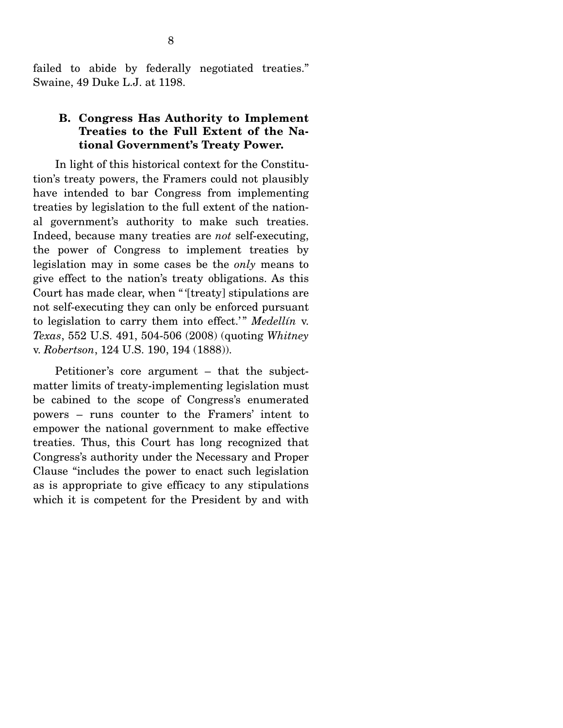failed to abide by federally negotiated treaties." Swaine, 49 Duke L.J. at 1198.

### B. Congress Has Authority to Implement Treaties to the Full Extent of the National Government's Treaty Power.

In light of this historical context for the Constitution's treaty powers, the Framers could not plausibly have intended to bar Congress from implementing treaties by legislation to the full extent of the national government's authority to make such treaties. Indeed, because many treaties are *not* self-executing, the power of Congress to implement treaties by legislation may in some cases be the *only* means to give effect to the nation's treaty obligations. As this Court has made clear, when "'[treaty] stipulations are not self-executing they can only be enforced pursuant to legislation to carry them into effect.'" *Medellín* v. *Texas*, 552 U.S. 491, 504-506 (2008) (quoting *Whitney* v. *Robertson*, 124 U.S. 190, 194 (1888)).

Petitioner's core argument – that the subject-matter limits of treaty-implementing legislation must be cabined to the scope of Congress's enumerated powers – runs counter to the Framers' intent to empower the national government to make effective treaties. Thus, this Court has long recognized that Congress's authority under the Necessary and Proper Clause "includes the power to enact such legislation as is appropriate to give efficacy to any stipulations which it is competent for the President by and with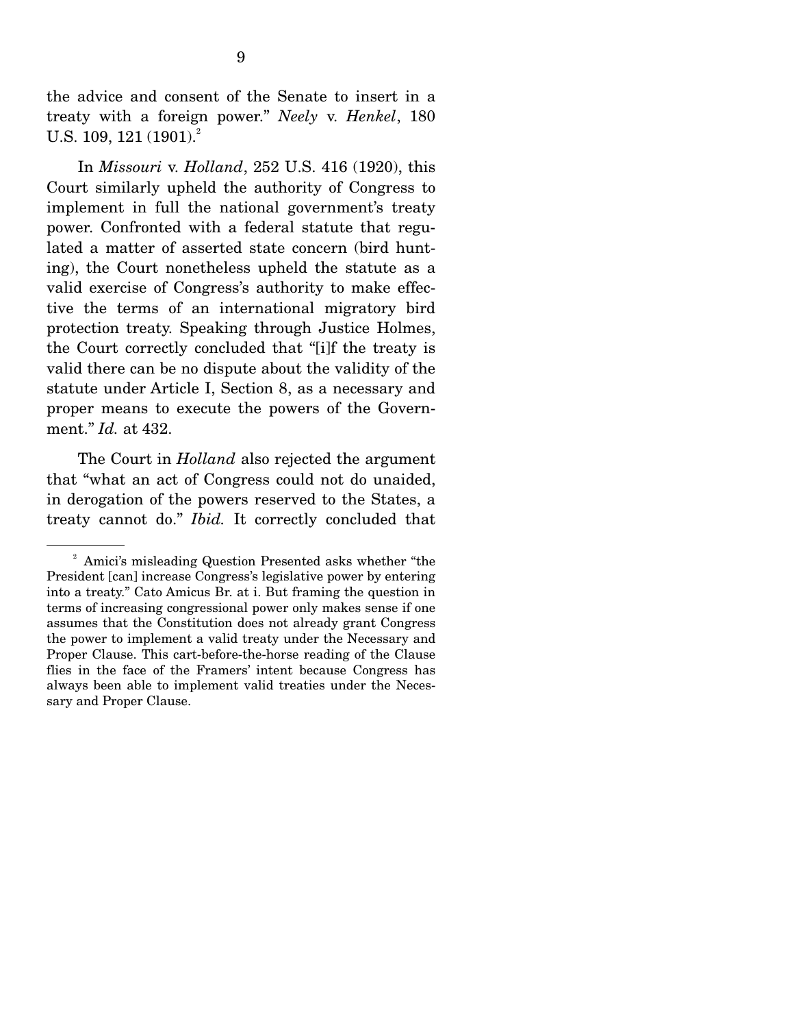the advice and consent of the Senate to insert in a treaty with a foreign power." *Neely* v. *Henkel*, 180 U.S. 109, 121 (1901).[2]

In *Missouri* v. *Holland*, 252 U.S. 416 (1920), this Court similarly upheld the authority of Congress to implement in full the national government's treaty power. Confronted with a federal statute that regulated a matter of asserted state concern (bird hunting), the Court nonetheless upheld the statute as a valid exercise of Congress's authority to make effective the terms of an international migratory bird protection treaty. Speaking through Justice Holmes, the Court correctly concluded that "[i]f the treaty is valid there can be no dispute about the validity of the statute under Article I, Section 8, as a necessary and proper means to execute the powers of the Government." *Id.* at 432.

The Court in *Holland* also rejected the argument that "what an act of Congress could not do unaided, in derogation of the powers reserved to the States, a treaty cannot do." *Ibid.* It correctly concluded that

---

[2] Amici's misleading Question Presented asks whether "the President [can] increase Congress's legislative power by entering into a treaty." Cato Amicus Br. at i. But framing the question in terms of increasing congressional power only makes sense if one assumes that the Constitution does not already grant Congress the power to implement a valid treaty under the Necessary and Proper Clause. This cart-before-the-horse reading of the Clause flies in the face of the Framers' intent because Congress has always been able to implement valid treaties under the Necessary and Proper Clause.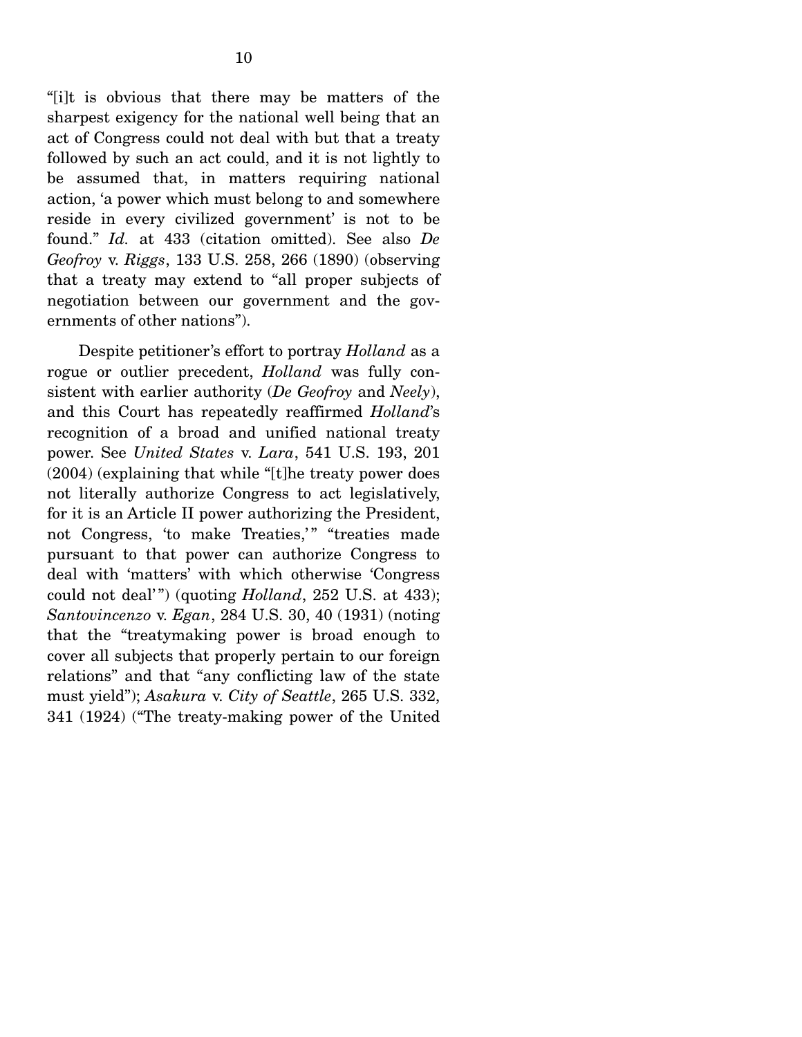"[i]t is obvious that there may be matters of the sharpest exigency for the national well being that an act of Congress could not deal with but that a treaty followed by such an act could, and it is not lightly to be assumed that, in matters requiring national action, 'a power which must belong to and somewhere reside in every civilized government' is not to be found." *Id.* at 433 (citation omitted). See also *De Geofroy* v. *Riggs*, 133 U.S. 258, 266 (1890) (observing that a treaty may extend to "all proper subjects of negotiation between our government and the governments of other nations").

Despite petitioner's effort to portray *Holland* as a rogue or outlier precedent, *Holland* was fully consistent with earlier authority (*De Geofroy* and *Neely*), and this Court has repeatedly reaffirmed *Holland*'s recognition of a broad and unified national treaty power. See *United States* v. *Lara*, 541 U.S. 193, 201 (2004) (explaining that while "[t]he treaty power does not literally authorize Congress to act legislatively, for it is an Article II power authorizing the President, not Congress, 'to make Treaties,'" "treaties made pursuant to that power can authorize Congress to deal with 'matters' with which otherwise 'Congress could not deal'") (quoting *Holland*, 252 U.S. at 433); *Santovincenzo* v. *Egan*, 284 U.S. 30, 40 (1931) (noting that the "treatymaking power is broad enough to cover all subjects that properly pertain to our foreign relations" and that "any conflicting law of the state must yield"); *Asakura* v. *City of Seattle*, 265 U.S. 332, 341 (1924) ("The treaty-making power of the United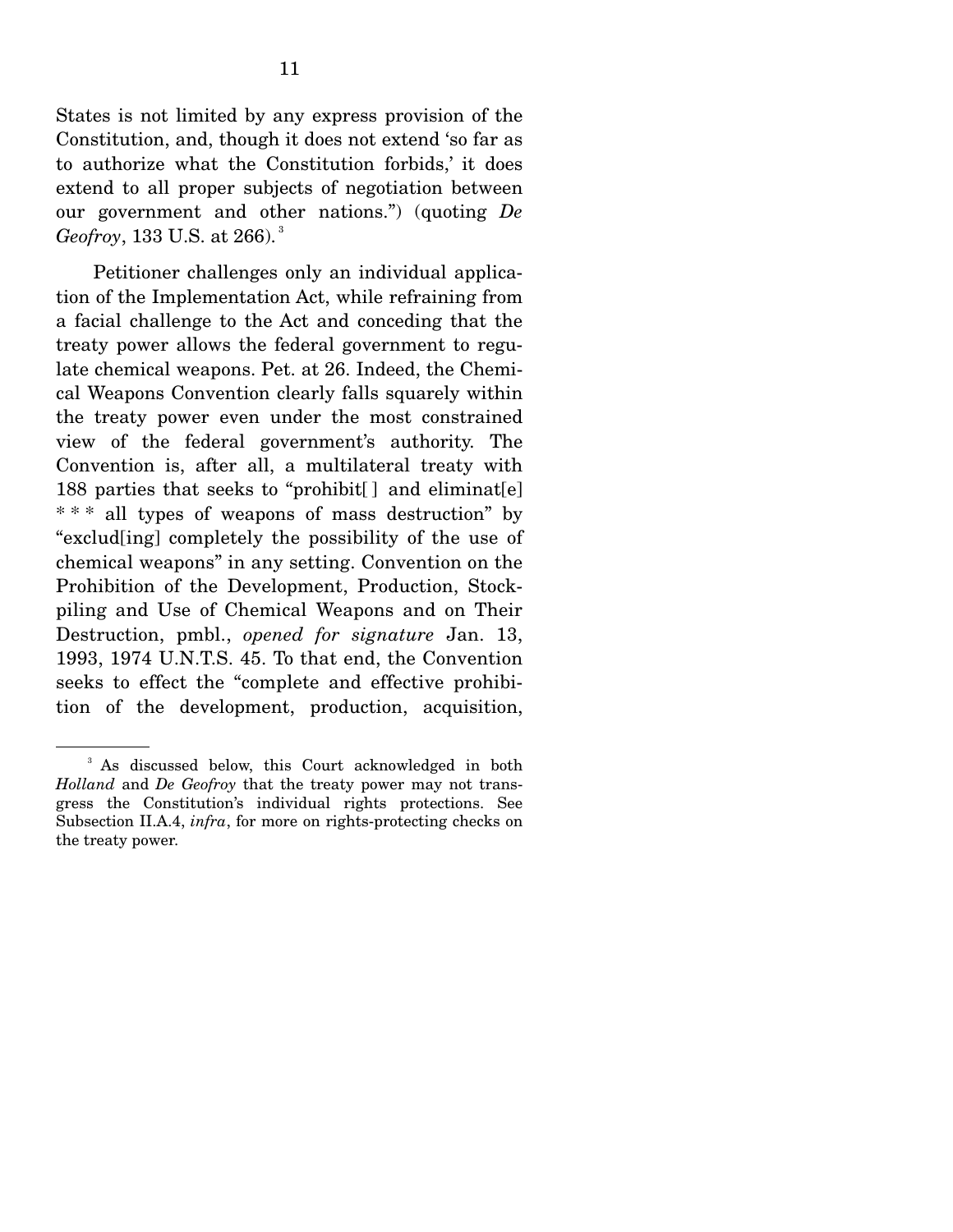States is not limited by any express provision of the Constitution, and, though it does not extend 'so far as to authorize what the Constitution forbids,' it does extend to all proper subjects of negotiation between our government and other nations.") (quoting *De Geofroy*, 133 U.S. at 266).[3]

Petitioner challenges only an individual application of the Implementation Act, while refraining from a facial challenge to the Act and conceding that the treaty power allows the federal government to regulate chemical weapons. Pet. at 26. Indeed, the Chemical Weapons Convention clearly falls squarely within the treaty power even under the most constrained view of the federal government's authority. The Convention is, after all, a multilateral treaty with 188 parties that seeks to "prohibit[ ] and eliminat[e] * * * all types of weapons of mass destruction" by "exclud[ing] completely the possibility of the use of chemical weapons" in any setting. Convention on the Prohibition of the Development, Production, Stockpiling and Use of Chemical Weapons and on Their Destruction, pmbl., *opened for signature* Jan. 13, 1993, 1974 U.N.T.S. 45. To that end, the Convention seeks to effect the "complete and effective prohibition of the development, production, acquisition,

---

[3] As discussed below, this Court acknowledged in both *Holland* and *De Geofroy* that the treaty power may not transgress the Constitution's individual rights protections. See Subsection II.A.4, *infra*, for more on rights-protecting checks on the treaty power.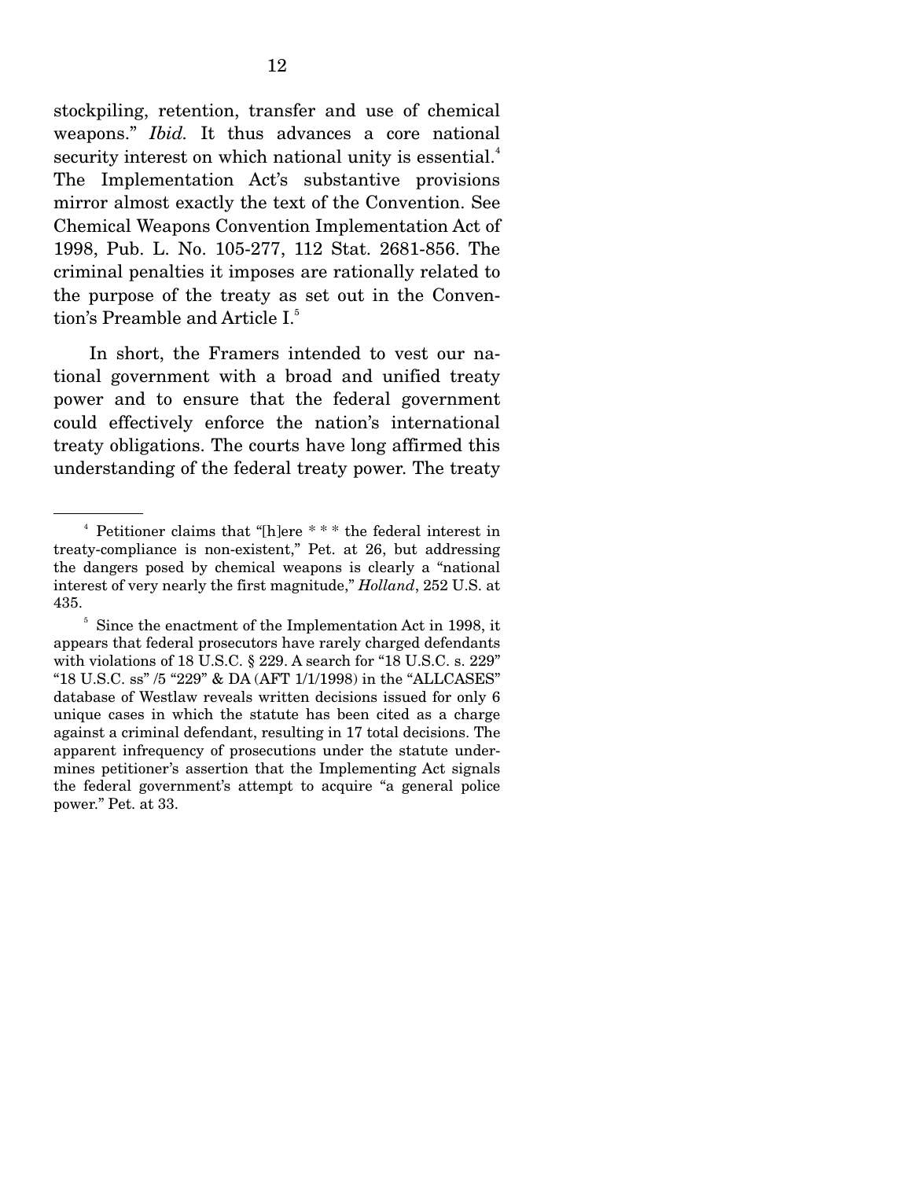stockpiling, retention, transfer and use of chemical weapons." *Ibid.* It thus advances a core national security interest on which national unity is essential.[4] The Implementation Act's substantive provisions mirror almost exactly the text of the Convention. See Chemical Weapons Convention Implementation Act of 1998, Pub. L. No. 105-277, 112 Stat. 2681-856. The criminal penalties it imposes are rationally related to the purpose of the treaty as set out in the Convention's Preamble and Article I.[5]

In short, the Framers intended to vest our national government with a broad and unified treaty power and to ensure that the federal government could effectively enforce the nation's international treaty obligations. The courts have long affirmed this understanding of the federal treaty power. The treaty

---

[4] Petitioner claims that "[h]ere * * * the federal interest in treaty-compliance is non-existent," Pet. at 26, but addressing the dangers posed by chemical weapons is clearly a "national interest of very nearly the first magnitude," *Holland*, 252 U.S. at 435.

[5] Since the enactment of the Implementation Act in 1998, it appears that federal prosecutors have rarely charged defendants with violations of 18 U.S.C. § 229. A search for "18 U.S.C. s. 229" "18 U.S.C. ss" /5 "229" & DA (AFT 1/1/1998) in the "ALLCASES" database of Westlaw reveals written decisions issued for only 6 unique cases in which the statute has been cited as a charge against a criminal defendant, resulting in 17 total decisions. The apparent infrequency of prosecutions under the statute undermines petitioner's assertion that the Implementing Act signals the federal government's attempt to acquire "a general police power." Pet. at 33.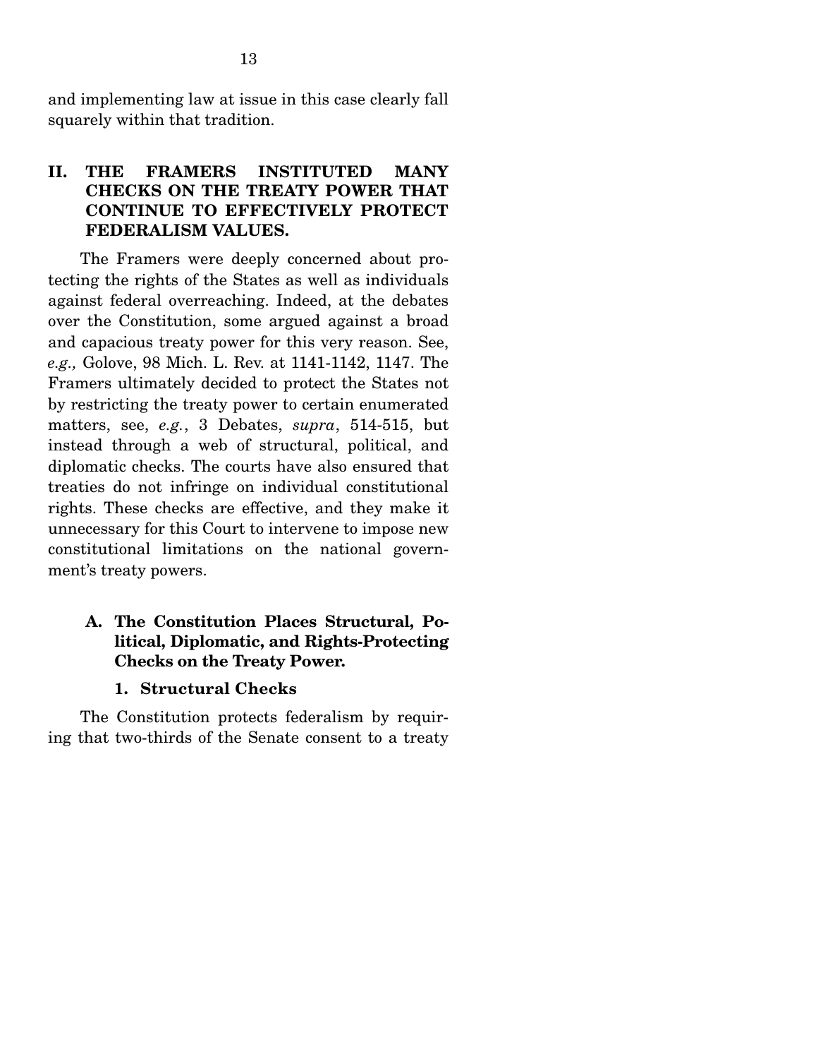and implementing law at issue in this case clearly fall squarely within that tradition.

## II. THE FRAMERS INSTITUTED MANY CHECKS ON THE TREATY POWER THAT CONTINUE TO EFFECTIVELY PROTECT FEDERALISM VALUES.

The Framers were deeply concerned about protecting the rights of the States as well as individuals against federal overreaching. Indeed, at the debates over the Constitution, some argued against a broad and capacious treaty power for this very reason. See, *e.g.,* Golove, 98 Mich. L. Rev. at 1141-1142, 1147. The Framers ultimately decided to protect the States not by restricting the treaty power to certain enumerated matters, see, *e.g.*, 3 Debates, *supra*, 514-515, but instead through a web of structural, political, and diplomatic checks. The courts have also ensured that treaties do not infringe on individual constitutional rights. These checks are effective, and they make it unnecessary for this Court to intervene to impose new constitutional limitations on the national government's treaty powers.

### A. The Constitution Places Structural, Political, Diplomatic, and Rights-Protecting Checks on the Treaty Power.

#### 1. Structural Checks

The Constitution protects federalism by requiring that two-thirds of the Senate consent to a treaty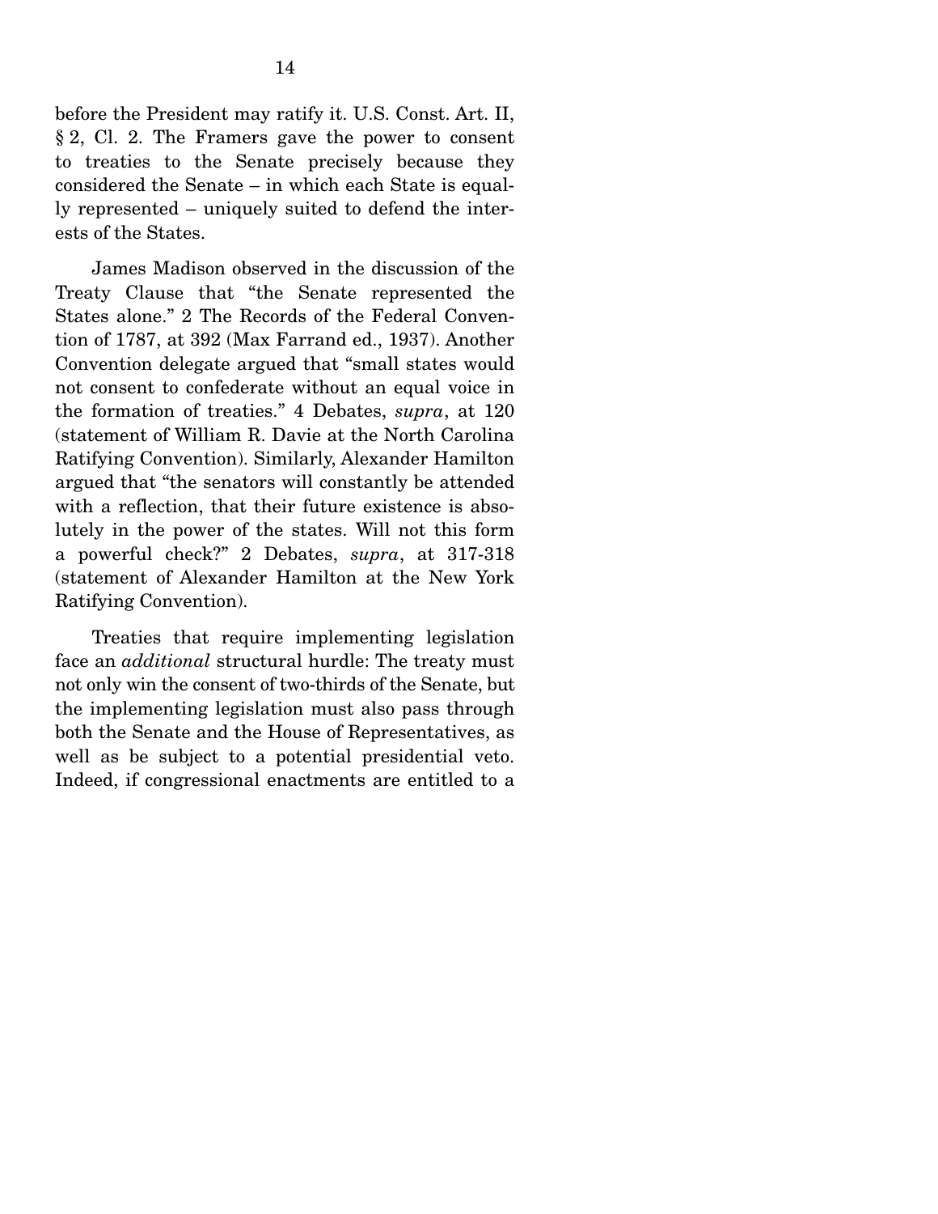before the President may ratify it. U.S. Const. Art. II, § 2, Cl. 2. The Framers gave the power to consent to treaties to the Senate precisely because they considered the Senate – in which each State is equally represented – uniquely suited to defend the interests of the States.

James Madison observed in the discussion of the Treaty Clause that "the Senate represented the States alone." 2 The Records of the Federal Convention of 1787, at 392 (Max Farrand ed., 1937). Another Convention delegate argued that "small states would not consent to confederate without an equal voice in the formation of treaties." 4 Debates, *supra*, at 120 (statement of William R. Davie at the North Carolina Ratifying Convention). Similarly, Alexander Hamilton argued that "the senators will constantly be attended with a reflection, that their future existence is absolutely in the power of the states. Will not this form a powerful check?" 2 Debates, *supra*, at 317-318 (statement of Alexander Hamilton at the New York Ratifying Convention).

Treaties that require implementing legislation face an *additional* structural hurdle: The treaty must not only win the consent of two-thirds of the Senate, but the implementing legislation must also pass through both the Senate and the House of Representatives, as well as be subject to a potential presidential veto. Indeed, if congressional enactments are entitled to a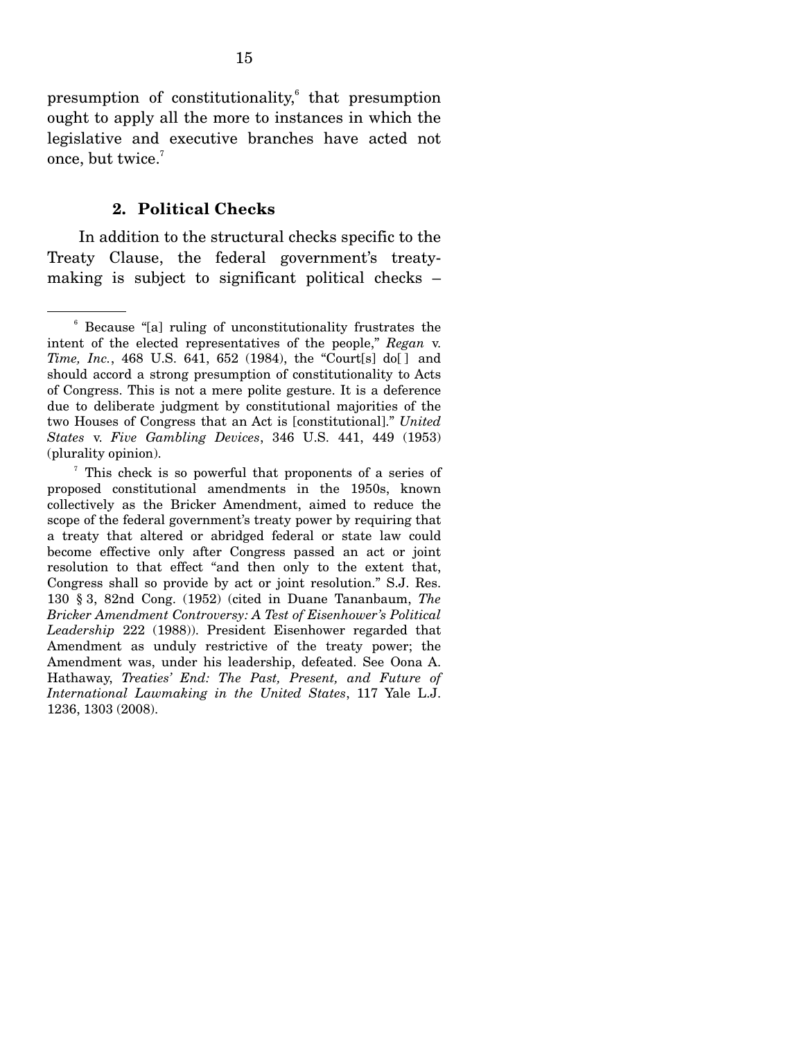presumption of constitutionality,[6] that presumption ought to apply all the more to instances in which the legislative and executive branches have acted not once, but twice.[7]

### 2. Political Checks

In addition to the structural checks specific to the Treaty Clause, the federal government's treaty-making is subject to significant political checks –

---

[6] Because "[a] ruling of unconstitutionality frustrates the intent of the elected representatives of the people," *Regan* v. *Time, Inc.*, 468 U.S. 641, 652 (1984), the "Court[s] do[ ] and should accord a strong presumption of constitutionality to Acts of Congress. This is not a mere polite gesture. It is a deference due to deliberate judgment by constitutional majorities of the two Houses of Congress that an Act is [constitutional]." *United States* v. *Five Gambling Devices*, 346 U.S. 441, 449 (1953) (plurality opinion).

[7] This check is so powerful that proponents of a series of proposed constitutional amendments in the 1950s, known collectively as the Bricker Amendment, aimed to reduce the scope of the federal government's treaty power by requiring that a treaty that altered or abridged federal or state law could become effective only after Congress passed an act or joint resolution to that effect "and then only to the extent that, Congress shall so provide by act or joint resolution." S.J. Res. 130 § 3, 82nd Cong. (1952) (cited in Duane Tananbaum, *The Bricker Amendment Controversy: A Test of Eisenhower's Political Leadership* 222 (1988)). President Eisenhower regarded that Amendment as unduly restrictive of the treaty power; the Amendment was, under his leadership, defeated. See Oona A. Hathaway, *Treaties' End: The Past, Present, and Future of International Lawmaking in the United States*, 117 Yale L.J. 1236, 1303 (2008).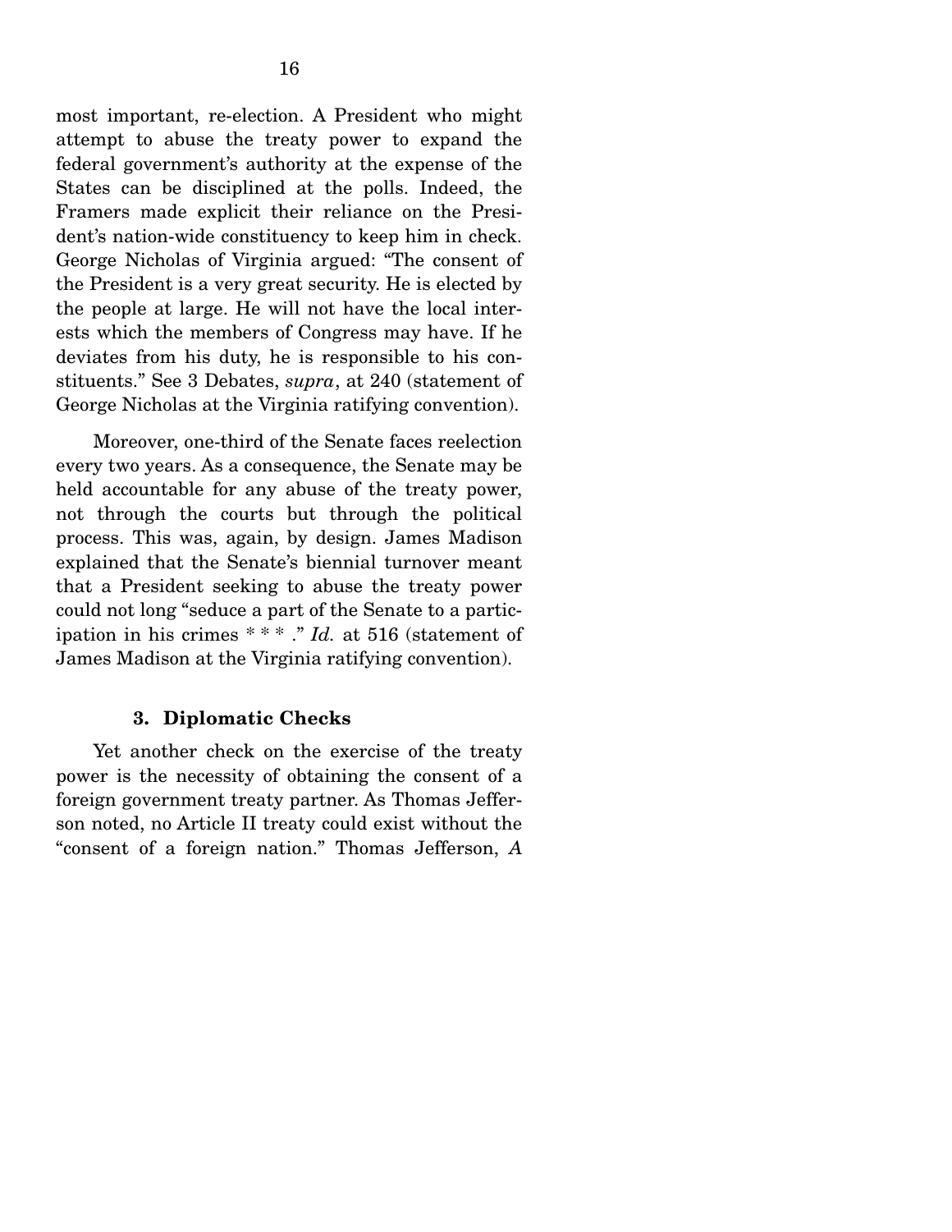most important, re-election. A President who might attempt to abuse the treaty power to expand the federal government's authority at the expense of the States can be disciplined at the polls. Indeed, the Framers made explicit their reliance on the President's nation-wide constituency to keep him in check. George Nicholas of Virginia argued: "The consent of the President is a very great security. He is elected by the people at large. He will not have the local interests which the members of Congress may have. If he deviates from his duty, he is responsible to his constituents." See 3 Debates, *supra*, at 240 (statement of George Nicholas at the Virginia ratifying convention).

Moreover, one-third of the Senate faces reelection every two years. As a consequence, the Senate may be held accountable for any abuse of the treaty power, not through the courts but through the political process. This was, again, by design. James Madison explained that the Senate's biennial turnover meant that a President seeking to abuse the treaty power could not long "seduce a part of the Senate to a participation in his crimes * * * ." *Id.* at 516 (statement of James Madison at the Virginia ratifying convention).

### 3. Diplomatic Checks

Yet another check on the exercise of the treaty power is the necessity of obtaining the consent of a foreign government treaty partner. As Thomas Jefferson noted, no Article II treaty could exist without the "consent of a foreign nation." Thomas Jefferson, *A*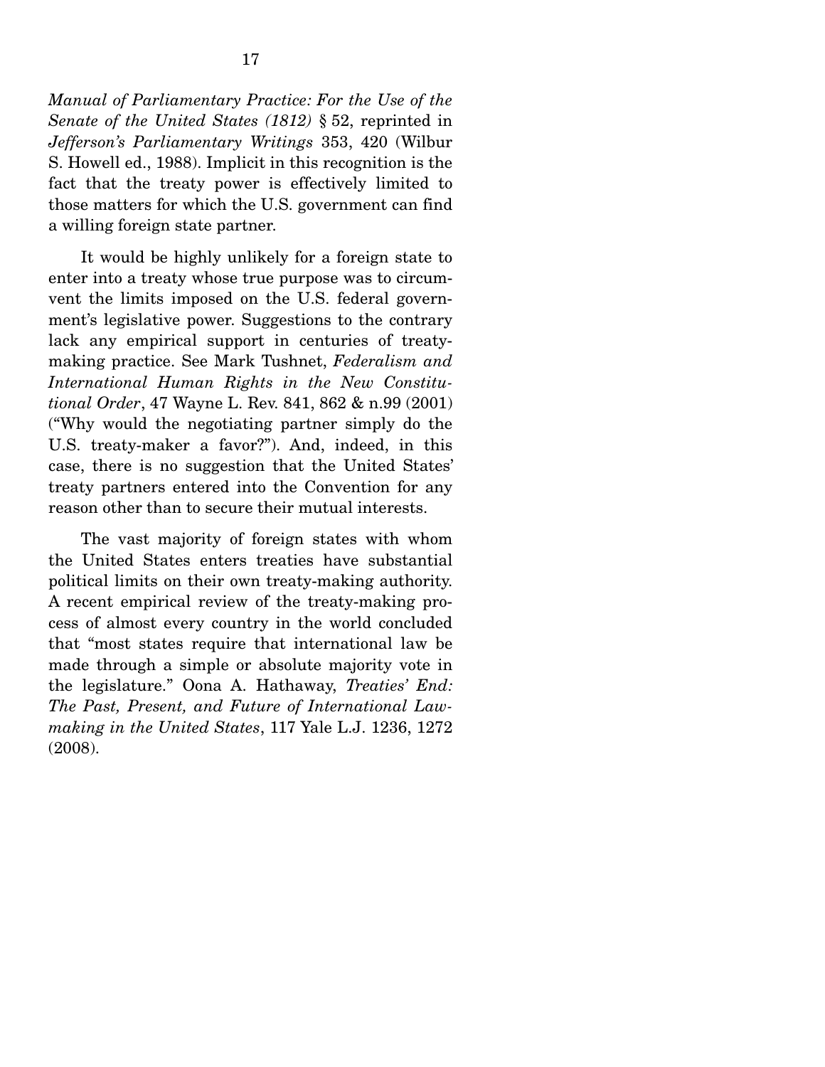*Manual of Parliamentary Practice: For the Use of the Senate of the United States (1812)* § 52, reprinted in *Jefferson's Parliamentary Writings* 353, 420 (Wilbur S. Howell ed., 1988). Implicit in this recognition is the fact that the treaty power is effectively limited to those matters for which the U.S. government can find a willing foreign state partner.

It would be highly unlikely for a foreign state to enter into a treaty whose true purpose was to circumvent the limits imposed on the U.S. federal government's legislative power. Suggestions to the contrary lack any empirical support in centuries of treaty-making practice. See Mark Tushnet, *Federalism and International Human Rights in the New Constitutional Order*, 47 Wayne L. Rev. 841, 862 & n.99 (2001) ("Why would the negotiating partner simply do the U.S. treaty-maker a favor?"). And, indeed, in this case, there is no suggestion that the United States' treaty partners entered into the Convention for any reason other than to secure their mutual interests.

The vast majority of foreign states with whom the United States enters treaties have substantial political limits on their own treaty-making authority. A recent empirical review of the treaty-making process of almost every country in the world concluded that "most states require that international law be made through a simple or absolute majority vote in the legislature." Oona A. Hathaway, *Treaties' End: The Past, Present, and Future of International Lawmaking in the United States*, 117 Yale L.J. 1236, 1272 (2008).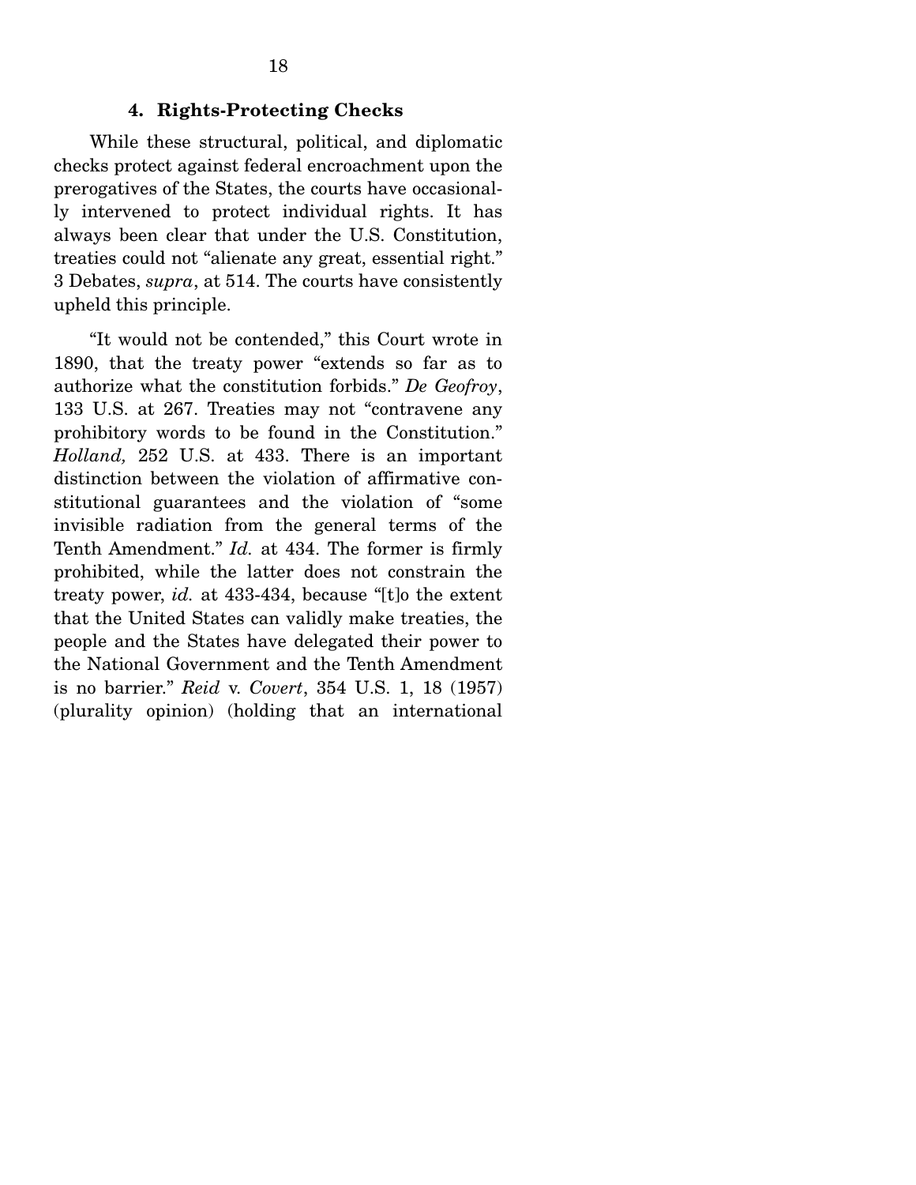#### 4. Rights-Protecting Checks

While these structural, political, and diplomatic checks protect against federal encroachment upon the prerogatives of the States, the courts have occasionally intervened to protect individual rights. It has always been clear that under the U.S. Constitution, treaties could not "alienate any great, essential right." 3 Debates, *supra*, at 514. The courts have consistently upheld this principle.

"It would not be contended," this Court wrote in 1890, that the treaty power "extends so far as to authorize what the constitution forbids." *De Geofroy*, 133 U.S. at 267. Treaties may not "contravene any prohibitory words to be found in the Constitution." *Holland,* 252 U.S. at 433. There is an important distinction between the violation of affirmative constitutional guarantees and the violation of "some invisible radiation from the general terms of the Tenth Amendment." *Id.* at 434. The former is firmly prohibited, while the latter does not constrain the treaty power, *id.* at 433-434, because "[t]o the extent that the United States can validly make treaties, the people and the States have delegated their power to the National Government and the Tenth Amendment is no barrier." *Reid* v. *Covert*, 354 U.S. 1, 18 (1957) (plurality opinion) (holding that an international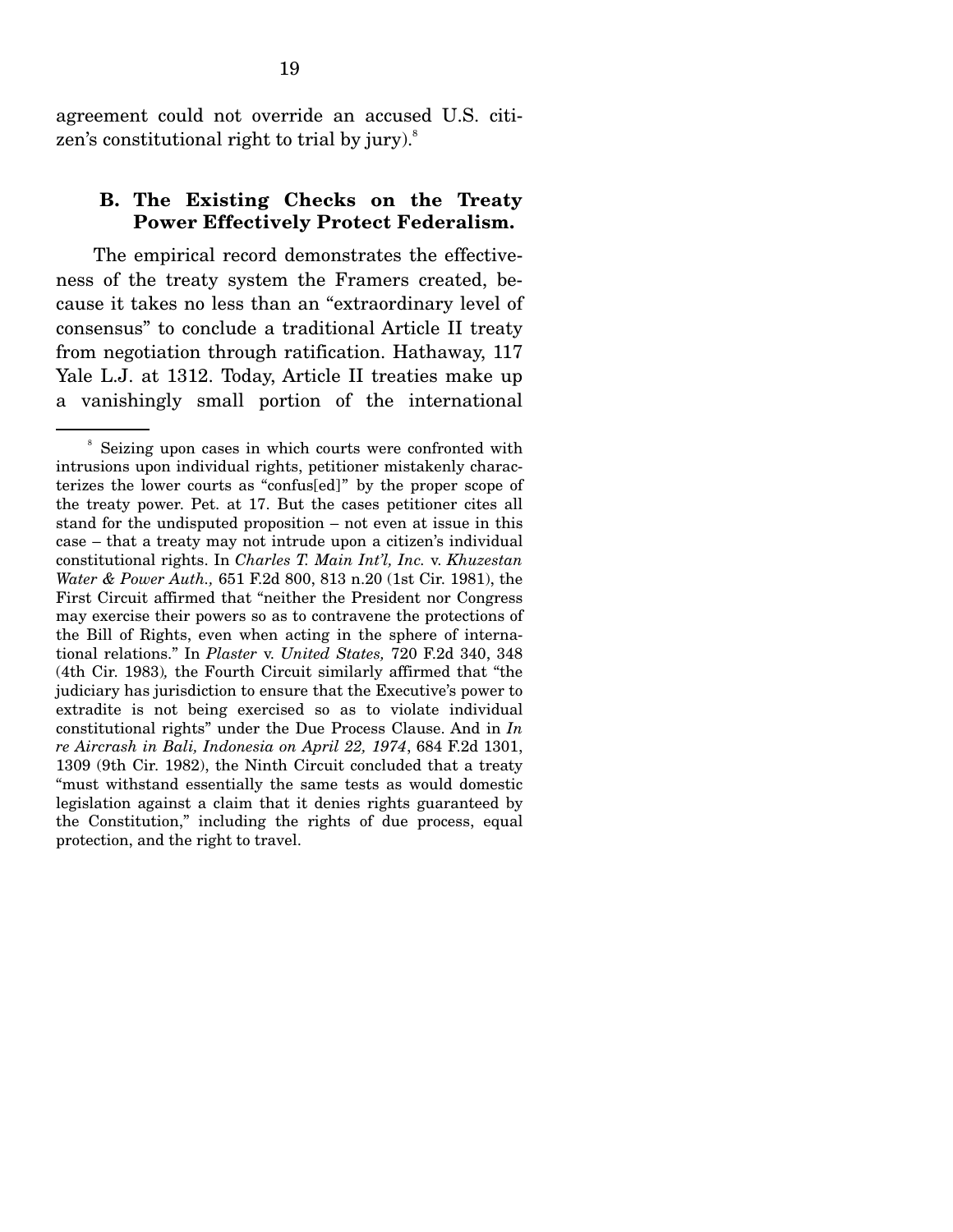agreement could not override an accused U.S. citizen's constitutional right to trial by jury).[8]

### B. The Existing Checks on the Treaty Power Effectively Protect Federalism.

The empirical record demonstrates the effectiveness of the treaty system the Framers created, because it takes no less than an "extraordinary level of consensus" to conclude a traditional Article II treaty from negotiation through ratification. Hathaway, 117 Yale L.J. at 1312. Today, Article II treaties make up a vanishingly small portion of the international

---

[8] Seizing upon cases in which courts were confronted with intrusions upon individual rights, petitioner mistakenly characterizes the lower courts as "confus[ed]" by the proper scope of the treaty power. Pet. at 17. But the cases petitioner cites all stand for the undisputed proposition – not even at issue in this case – that a treaty may not intrude upon a citizen's individual constitutional rights. In *Charles T. Main Int'l, Inc.* v. *Khuzestan Water & Power Auth.,* 651 F.2d 800, 813 n.20 (1st Cir. 1981), the First Circuit affirmed that "neither the President nor Congress may exercise their powers so as to contravene the protections of the Bill of Rights, even when acting in the sphere of international relations." In *Plaster* v. *United States,* 720 F.2d 340, 348 (4th Cir. 1983), the Fourth Circuit similarly affirmed that "the judiciary has jurisdiction to ensure that the Executive's power to extradite is not being exercised so as to violate individual constitutional rights" under the Due Process Clause. And in *In re Aircrash in Bali, Indonesia on April 22, 1974*, 684 F.2d 1301, 1309 (9th Cir. 1982), the Ninth Circuit concluded that a treaty "must withstand essentially the same tests as would domestic legislation against a claim that it denies rights guaranteed by the Constitution," including the rights of due process, equal protection, and the right to travel.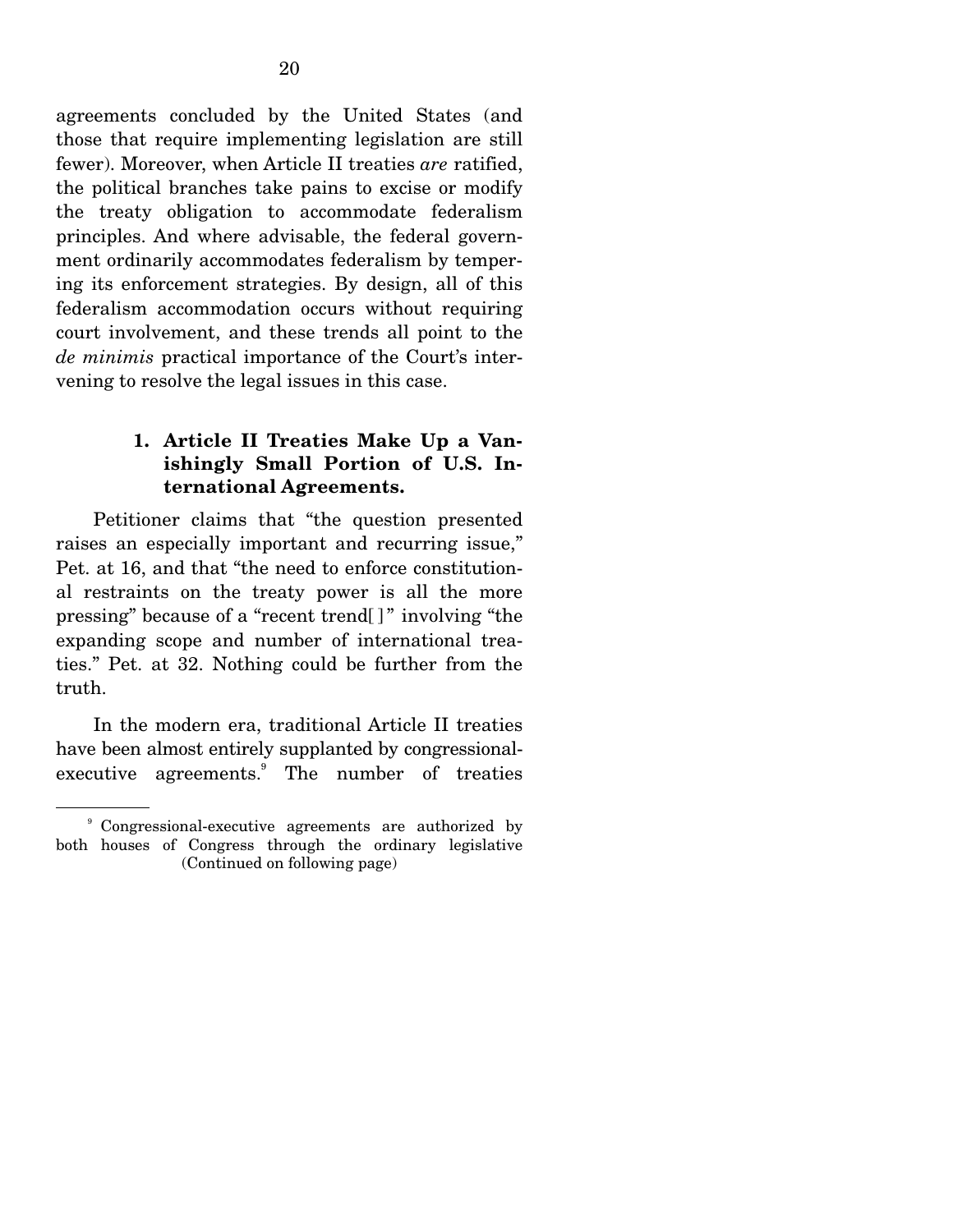agreements concluded by the United States (and those that require implementing legislation are still fewer). Moreover, when Article II treaties *are* ratified, the political branches take pains to excise or modify the treaty obligation to accommodate federalism principles. And where advisable, the federal government ordinarily accommodates federalism by tempering its enforcement strategies. By design, all of this federalism accommodation occurs without requiring court involvement, and these trends all point to the *de minimis* practical importance of the Court's intervening to resolve the legal issues in this case.

### 1. Article II Treaties Make Up a Vanishingly Small Portion of U.S. International Agreements.

Petitioner claims that "the question presented raises an especially important and recurring issue," Pet. at 16, and that "the need to enforce constitutional restraints on the treaty power is all the more pressing" because of a "recent trend[ ]" involving "the expanding scope and number of international treaties." Pet. at 32. Nothing could be further from the truth.

In the modern era, traditional Article II treaties have been almost entirely supplanted by congressional-executive agreements.[9] The number of treaties

[9] Congressional-executive agreements are authorized by both houses of Congress through the ordinary legislative (Continued on following page)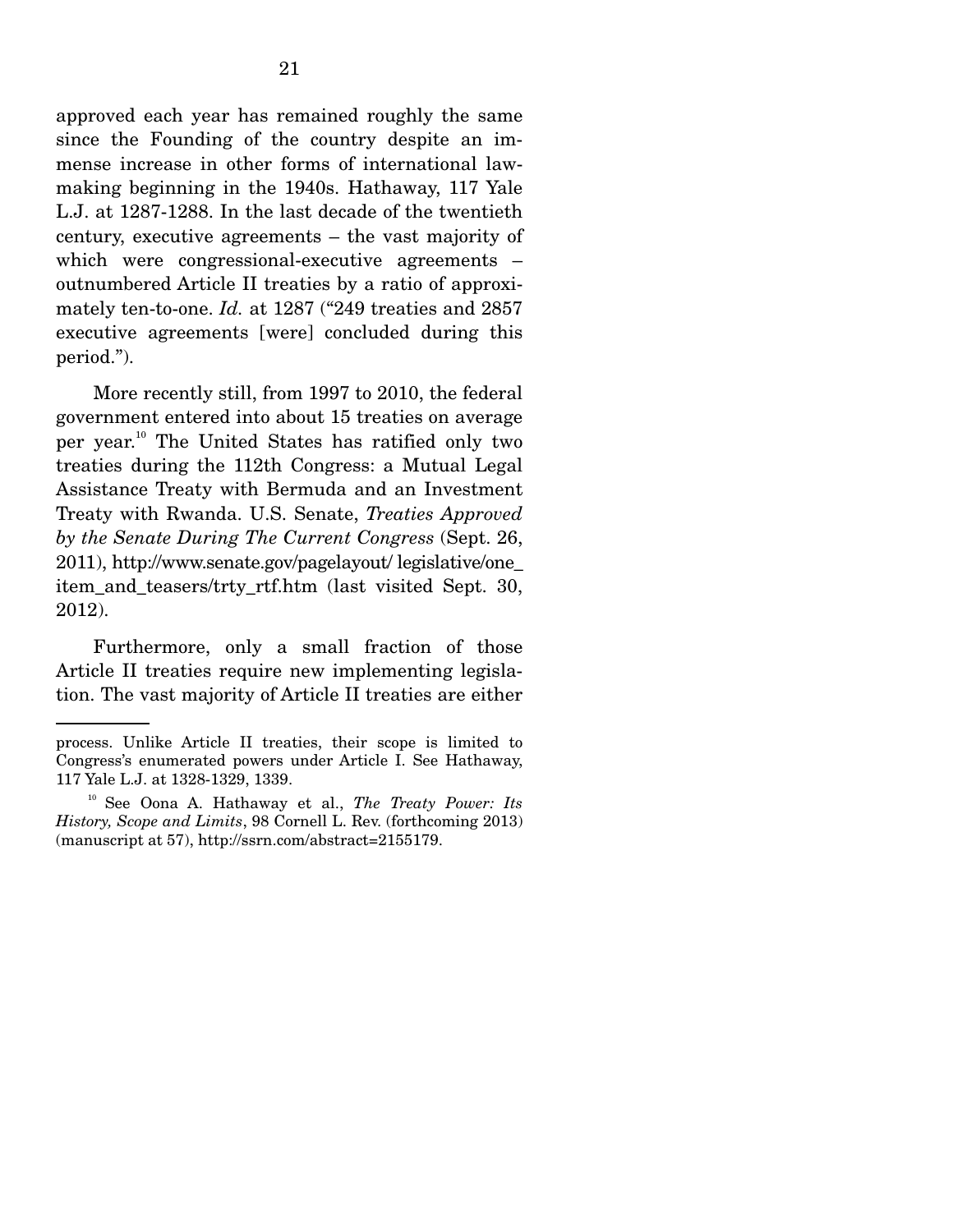approved each year has remained roughly the same since the Founding of the country despite an immense increase in other forms of international law-making beginning in the 1940s. Hathaway, 117 Yale L.J. at 1287-1288. In the last decade of the twentieth century, executive agreements – the vast majority of which were congressional-executive agreements – outnumbered Article II treaties by a ratio of approximately ten-to-one. *Id.* at 1287 ("249 treaties and 2857 executive agreements [were] concluded during this period.").

More recently still, from 1997 to 2010, the federal government entered into about 15 treaties on average per year.[10] The United States has ratified only two treaties during the 112th Congress: a Mutual Legal Assistance Treaty with Bermuda and an Investment Treaty with Rwanda. U.S. Senate, *Treaties Approved by the Senate During The Current Congress* (Sept. 26, 2011), http://www.senate.gov/pagelayout/ legislative/one_item_and_teasers/trty_rtf.htm (last visited Sept. 30, 2012).

Furthermore, only a small fraction of those Article II treaties require new implementing legislation. The vast majority of Article II treaties are either

---

process. Unlike Article II treaties, their scope is limited to Congress's enumerated powers under Article I. See Hathaway, 117 Yale L.J. at 1328-1329, 1339.

[10] See Oona A. Hathaway et al., *The Treaty Power: Its History, Scope and Limits*, 98 Cornell L. Rev. (forthcoming 2013) (manuscript at 57), http://ssrn.com/abstract=2155179.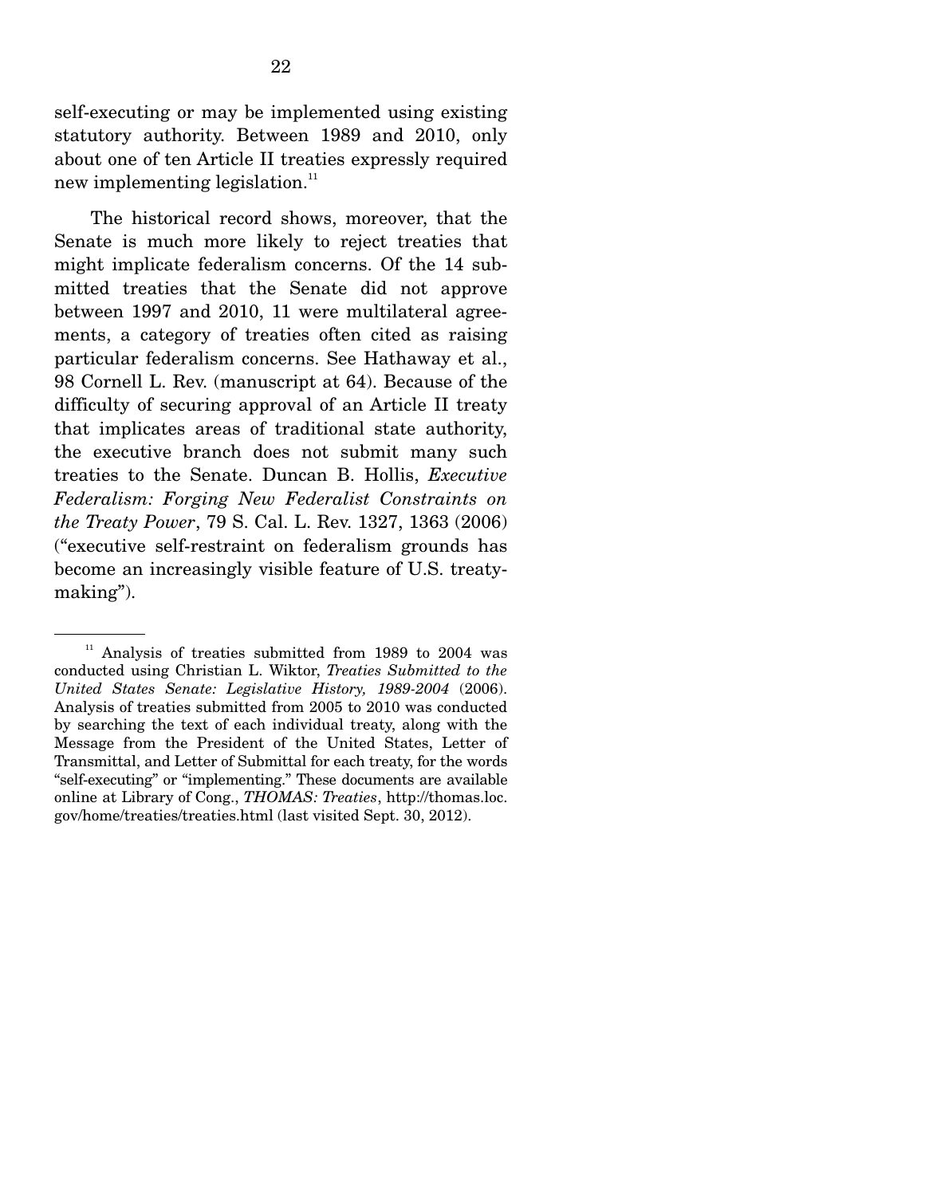self-executing or may be implemented using existing statutory authority. Between 1989 and 2010, only about one of ten Article II treaties expressly required new implementing legislation.[11]

The historical record shows, moreover, that the Senate is much more likely to reject treaties that might implicate federalism concerns. Of the 14 submitted treaties that the Senate did not approve between 1997 and 2010, 11 were multilateral agreements, a category of treaties often cited as raising particular federalism concerns. See Hathaway et al., 98 Cornell L. Rev. (manuscript at 64). Because of the difficulty of securing approval of an Article II treaty that implicates areas of traditional state authority, the executive branch does not submit many such treaties to the Senate. Duncan B. Hollis, *Executive Federalism: Forging New Federalist Constraints on the Treaty Power*, 79 S. Cal. L. Rev. 1327, 1363 (2006) ("executive self-restraint on federalism grounds has become an increasingly visible feature of U.S. treaty-making").

---

[11] Analysis of treaties submitted from 1989 to 2004 was conducted using Christian L. Wiktor, *Treaties Submitted to the United States Senate: Legislative History, 1989-2004* (2006). Analysis of treaties submitted from 2005 to 2010 was conducted by searching the text of each individual treaty, along with the Message from the President of the United States, Letter of Transmittal, and Letter of Submittal for each treaty, for the words "self-executing" or "implementing." These documents are available online at Library of Cong., *THOMAS: Treaties*, http://thomas.loc.gov/home/treaties/treaties.html (last visited Sept. 30, 2012).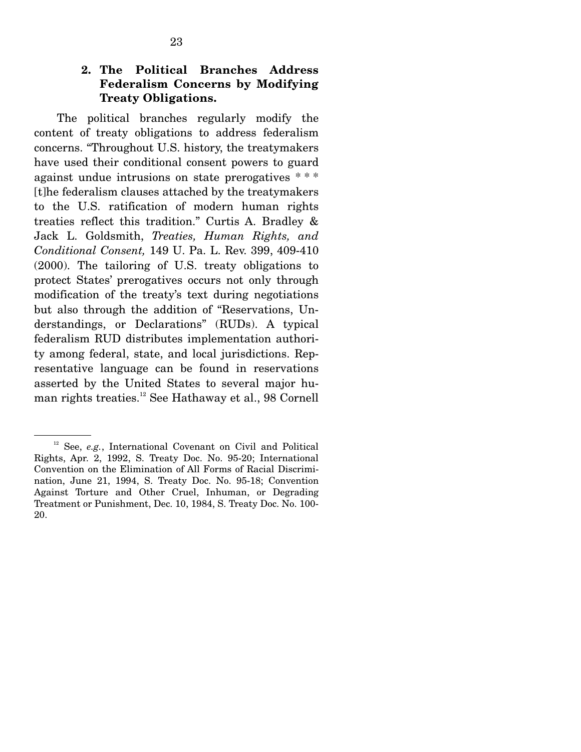### 2. The Political Branches Address Federalism Concerns by Modifying Treaty Obligations.

The political branches regularly modify the content of treaty obligations to address federalism concerns. "Throughout U.S. history, the treatymakers have used their conditional consent powers to guard against undue intrusions on state prerogatives * * * [t]he federalism clauses attached by the treatymakers to the U.S. ratification of modern human rights treaties reflect this tradition." Curtis A. Bradley & Jack L. Goldsmith, *Treaties, Human Rights, and Conditional Consent,* 149 U. Pa. L. Rev. 399, 409-410 (2000). The tailoring of U.S. treaty obligations to protect States' prerogatives occurs not only through modification of the treaty's text during negotiations but also through the addition of "Reservations, Understandings, or Declarations" (RUDs). A typical federalism RUD distributes implementation authority among federal, state, and local jurisdictions. Representative language can be found in reservations asserted by the United States to several major human rights treaties.[12] See Hathaway et al., 98 Cornell

---

[12] See, *e.g.*, International Covenant on Civil and Political Rights, Apr. 2, 1992, S. Treaty Doc. No. 95-20; International Convention on the Elimination of All Forms of Racial Discrimination, June 21, 1994, S. Treaty Doc. No. 95-18; Convention Against Torture and Other Cruel, Inhuman, or Degrading Treatment or Punishment, Dec. 10, 1984, S. Treaty Doc. No. 100-20.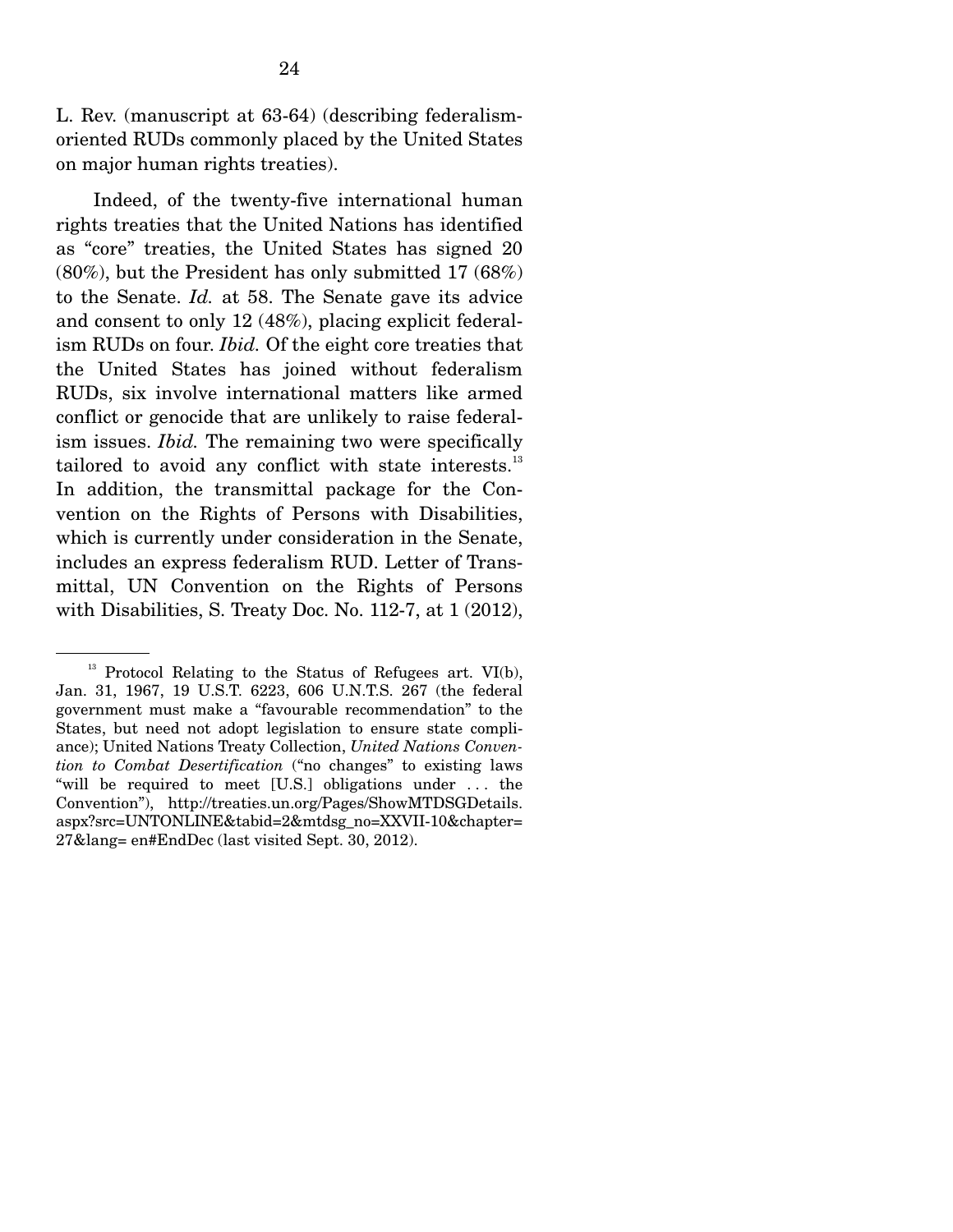L. Rev. (manuscript at 63-64) (describing federalism-oriented RUDs commonly placed by the United States on major human rights treaties).

Indeed, of the twenty-five international human rights treaties that the United Nations has identified as "core" treaties, the United States has signed 20 (80%), but the President has only submitted 17 (68%) to the Senate. *Id.* at 58. The Senate gave its advice and consent to only 12 (48%), placing explicit federalism RUDs on four. *Ibid.* Of the eight core treaties that the United States has joined without federalism RUDs, six involve international matters like armed conflict or genocide that are unlikely to raise federalism issues. *Ibid.* The remaining two were specifically tailored to avoid any conflict with state interests.[13] In addition, the transmittal package for the Convention on the Rights of Persons with Disabilities, which is currently under consideration in the Senate, includes an express federalism RUD. Letter of Transmittal, UN Convention on the Rights of Persons with Disabilities, S. Treaty Doc. No. 112-7, at 1 (2012),

---

[13] Protocol Relating to the Status of Refugees art. VI(b), Jan. 31, 1967, 19 U.S.T. 6223, 606 U.N.T.S. 267 (the federal government must make a "favourable recommendation" to the States, but need not adopt legislation to ensure state compliance); United Nations Treaty Collection, *United Nations Convention to Combat Desertification* ("no changes" to existing laws "will be required to meet [U.S.] obligations under . . . the Convention"), http://treaties.un.org/Pages/ShowMTDSGDetails.aspx?src=UNTONLINE&tabid=2&mtdsg_no=XXVII-10&chapter=27&lang= en#EndDec (last visited Sept. 30, 2012).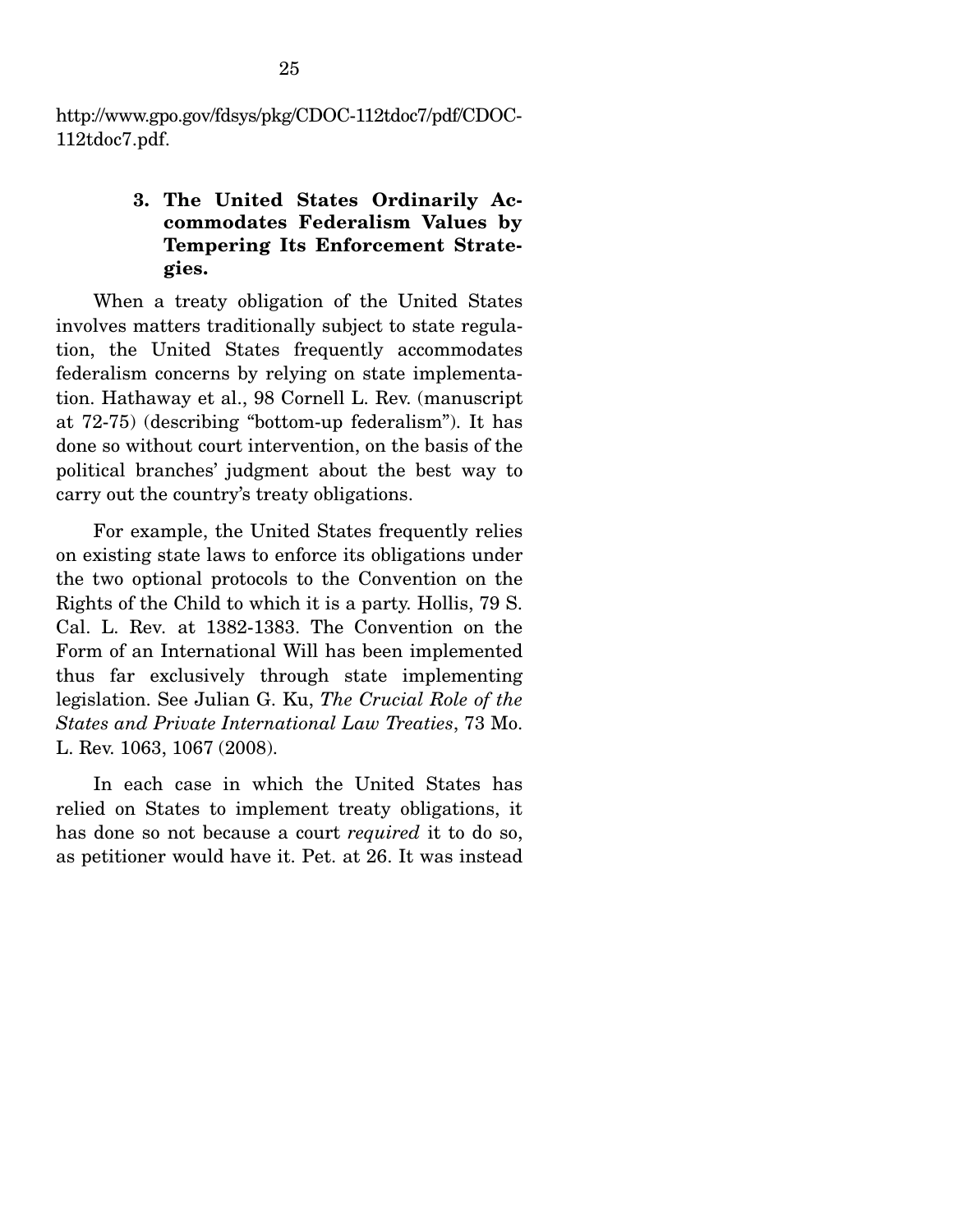http://www.gpo.gov/fdsys/pkg/CDOC-112tdoc7/pdf/CDOC-112tdoc7.pdf.

### 3. The United States Ordinarily Accommodates Federalism Values by Tempering Its Enforcement Strategies.

When a treaty obligation of the United States involves matters traditionally subject to state regulation, the United States frequently accommodates federalism concerns by relying on state implementation. Hathaway et al., 98 Cornell L. Rev. (manuscript at 72-75) (describing "bottom-up federalism"). It has done so without court intervention, on the basis of the political branches' judgment about the best way to carry out the country's treaty obligations.

For example, the United States frequently relies on existing state laws to enforce its obligations under the two optional protocols to the Convention on the Rights of the Child to which it is a party. Hollis, 79 S. Cal. L. Rev. at 1382-1383. The Convention on the Form of an International Will has been implemented thus far exclusively through state implementing legislation. See Julian G. Ku, *The Crucial Role of the States and Private International Law Treaties*, 73 Mo. L. Rev. 1063, 1067 (2008).

In each case in which the United States has relied on States to implement treaty obligations, it has done so not because a court *required* it to do so, as petitioner would have it. Pet. at 26. It was instead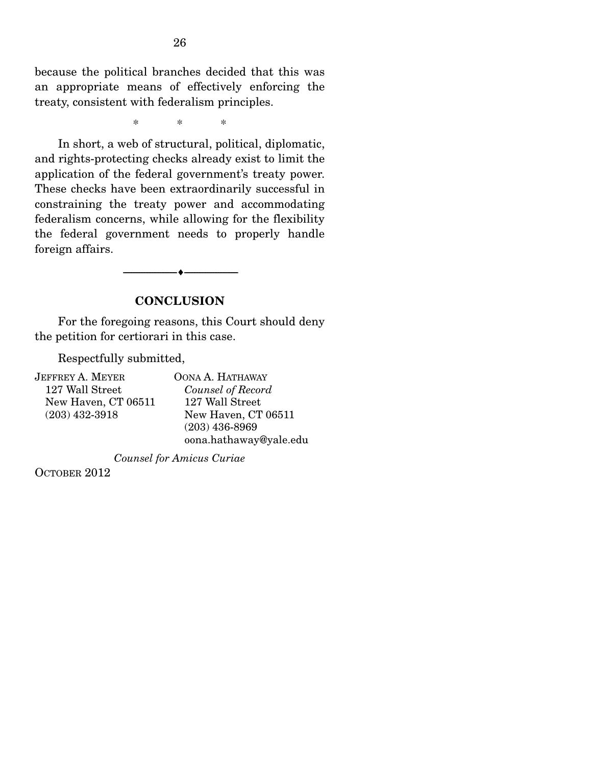because the political branches decided that this was an appropriate means of effectively enforcing the treaty, consistent with federalism principles.

\* \* \*

In short, a web of structural, political, diplomatic, and rights-protecting checks already exist to limit the application of the federal government's treaty power. These checks have been extraordinarily successful in constraining the treaty power and accommodating federalism concerns, while allowing for the flexibility the federal government needs to properly handle foreign affairs.

## CONCLUSION

For the foregoing reasons, this Court should deny the petition for certiorari in this case.

Respectfully submitted,

JEFFREY A. MEYER
127 Wall Street
New Haven, CT 06511
(203) 432-3918

OONA A. HATHAWAY
*Counsel of Record*
127 Wall Street
New Haven, CT 06511
(203) 436-8969
oona.hathaway@yale.edu

*Counsel for Amicus Curiae*

OCTOBER 2012